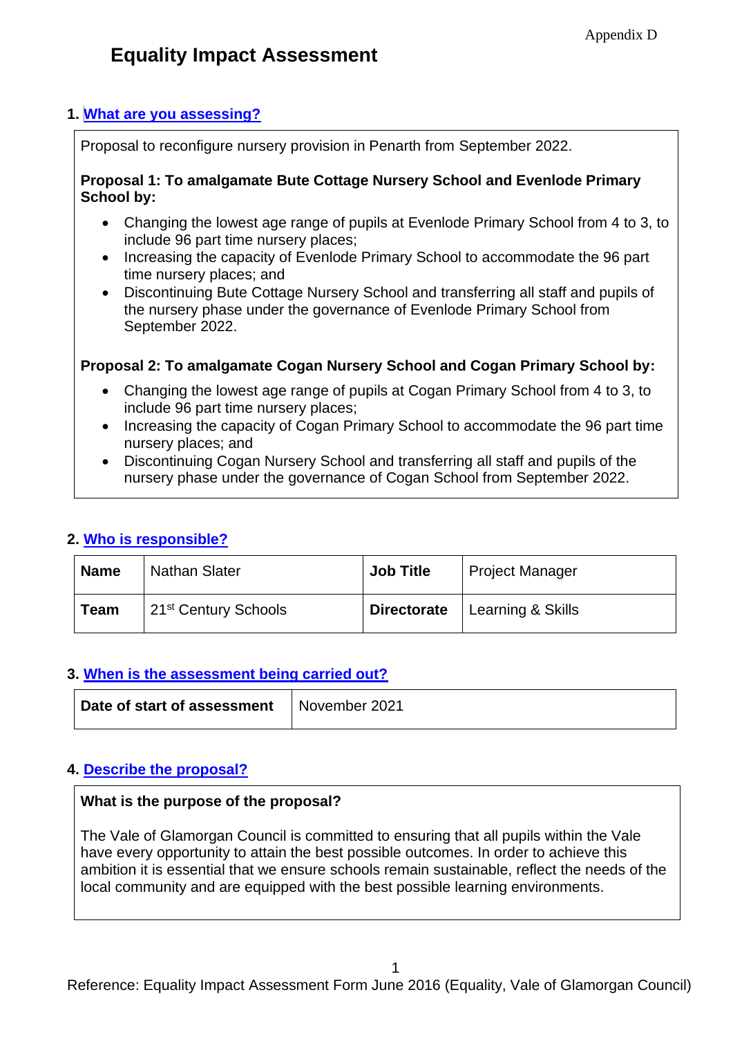Appendix D

# Equality Impact Assessment

## 1. What are you assessing?

Proposal to reconfigure nursery provision in Penarth from September 2022.

**Proposal 1: To amalgamate Bute Cottage Nursery School and Evenlode Primary School by:**

- Changing the lowest age range of pupils at Evenlode Primary School from 4 to 3, to include 96 part time nursery places;
- Increasing the capacity of Evenlode Primary School to accommodate the 96 part time nursery places; and
- Discontinuing Bute Cottage Nursery School and transferring all staff and pupils of the nursery phase under the governance of Evenlode Primary School from September 2022.

**Proposal 2: To amalgamate Cogan Nursery School and Cogan Primary School by:**

- Changing the lowest age range of pupils at Cogan Primary School from 4 to 3, to include 96 part time nursery places;
- Increasing the capacity of Cogan Primary School to accommodate the 96 part time nursery places; and
- Discontinuing Cogan Nursery School and transferring all staff and pupils of the nursery phase under the governance of Cogan School from September 2022.

## 2. Who is responsible?

| **Name** | Nathan Slater | **Job Title** | Project Manager |
|---|---|---|---|
| **Team** | 21st Century Schools | **Directorate** | Learning & Skills |

## 3. When is the assessment being carried out?

| **Date of start of assessment** | November 2021 |
|---|---|

## 4. Describe the proposal?

**What is the purpose of the proposal?**

The Vale of Glamorgan Council is committed to ensuring that all pupils within the Vale have every opportunity to attain the best possible outcomes. In order to achieve this ambition it is essential that we ensure schools remain sustainable, reflect the needs of the local community and are equipped with the best possible learning environments.

Reference: Equality Impact Assessment Form June 2016 (Equality, Vale of Glamorgan Council)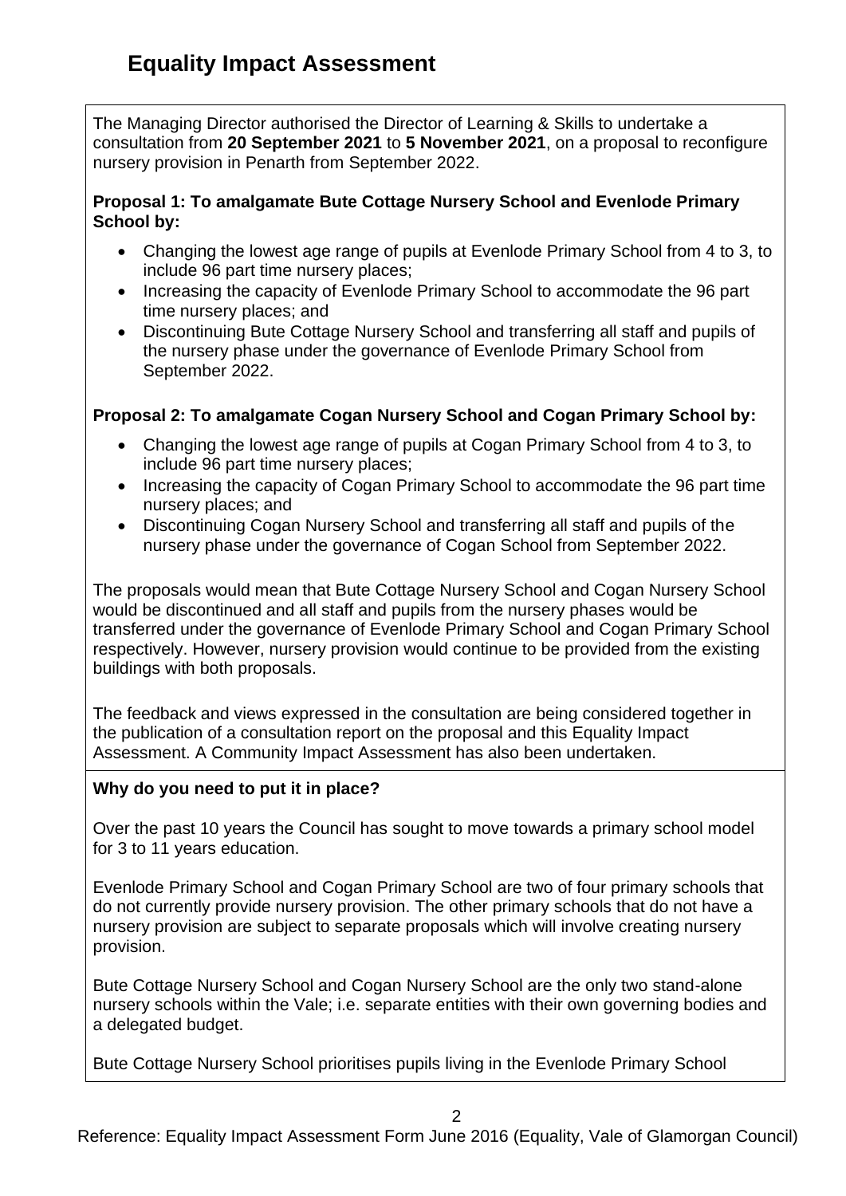# Equality Impact Assessment

The Managing Director authorised the Director of Learning & Skills to undertake a consultation from **20 September 2021** to **5 November 2021**, on a proposal to reconfigure nursery provision in Penarth from September 2022.

**Proposal 1: To amalgamate Bute Cottage Nursery School and Evenlode Primary School by:**

- Changing the lowest age range of pupils at Evenlode Primary School from 4 to 3, to include 96 part time nursery places;
- Increasing the capacity of Evenlode Primary School to accommodate the 96 part time nursery places; and
- Discontinuing Bute Cottage Nursery School and transferring all staff and pupils of the nursery phase under the governance of Evenlode Primary School from September 2022.

**Proposal 2: To amalgamate Cogan Nursery School and Cogan Primary School by:**

- Changing the lowest age range of pupils at Cogan Primary School from 4 to 3, to include 96 part time nursery places;
- Increasing the capacity of Cogan Primary School to accommodate the 96 part time nursery places; and
- Discontinuing Cogan Nursery School and transferring all staff and pupils of the nursery phase under the governance of Cogan School from September 2022.

The proposals would mean that Bute Cottage Nursery School and Cogan Nursery School would be discontinued and all staff and pupils from the nursery phases would be transferred under the governance of Evenlode Primary School and Cogan Primary School respectively. However, nursery provision would continue to be provided from the existing buildings with both proposals.

The feedback and views expressed in the consultation are being considered together in the publication of a consultation report on the proposal and this Equality Impact Assessment. A Community Impact Assessment has also been undertaken.

**Why do you need to put it in place?**

Over the past 10 years the Council has sought to move towards a primary school model for 3 to 11 years education.

Evenlode Primary School and Cogan Primary School are two of four primary schools that do not currently provide nursery provision. The other primary schools that do not have a nursery provision are subject to separate proposals which will involve creating nursery provision.

Bute Cottage Nursery School and Cogan Nursery School are the only two stand-alone nursery schools within the Vale; i.e. separate entities with their own governing bodies and a delegated budget.

Bute Cottage Nursery School prioritises pupils living in the Evenlode Primary School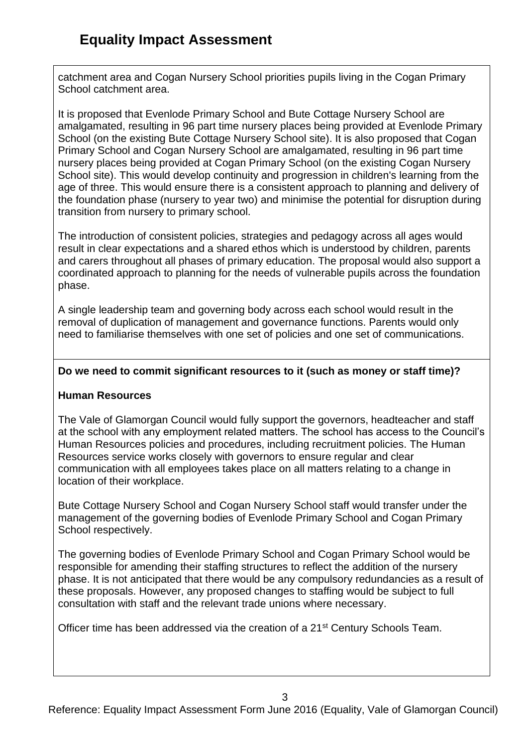# Equality Impact Assessment

catchment area and Cogan Nursery School priorities pupils living in the Cogan Primary School catchment area.

It is proposed that Evenlode Primary School and Bute Cottage Nursery School are amalgamated, resulting in 96 part time nursery places being provided at Evenlode Primary School (on the existing Bute Cottage Nursery School site). It is also proposed that Cogan Primary School and Cogan Nursery School are amalgamated, resulting in 96 part time nursery places being provided at Cogan Primary School (on the existing Cogan Nursery School site). This would develop continuity and progression in children's learning from the age of three. This would ensure there is a consistent approach to planning and delivery of the foundation phase (nursery to year two) and minimise the potential for disruption during transition from nursery to primary school.

The introduction of consistent policies, strategies and pedagogy across all ages would result in clear expectations and a shared ethos which is understood by children, parents and carers throughout all phases of primary education. The proposal would also support a coordinated approach to planning for the needs of vulnerable pupils across the foundation phase.

A single leadership team and governing body across each school would result in the removal of duplication of management and governance functions. Parents would only need to familiarise themselves with one set of policies and one set of communications.

**Do we need to commit significant resources to it (such as money or staff time)?**

**Human Resources**

The Vale of Glamorgan Council would fully support the governors, headteacher and staff at the school with any employment related matters. The school has access to the Council's Human Resources policies and procedures, including recruitment policies. The Human Resources service works closely with governors to ensure regular and clear communication with all employees takes place on all matters relating to a change in location of their workplace.

Bute Cottage Nursery School and Cogan Nursery School staff would transfer under the management of the governing bodies of Evenlode Primary School and Cogan Primary School respectively.

The governing bodies of Evenlode Primary School and Cogan Primary School would be responsible for amending their staffing structures to reflect the addition of the nursery phase. It is not anticipated that there would be any compulsory redundancies as a result of these proposals. However, any proposed changes to staffing would be subject to full consultation with staff and the relevant trade unions where necessary.

Officer time has been addressed via the creation of a 21st Century Schools Team.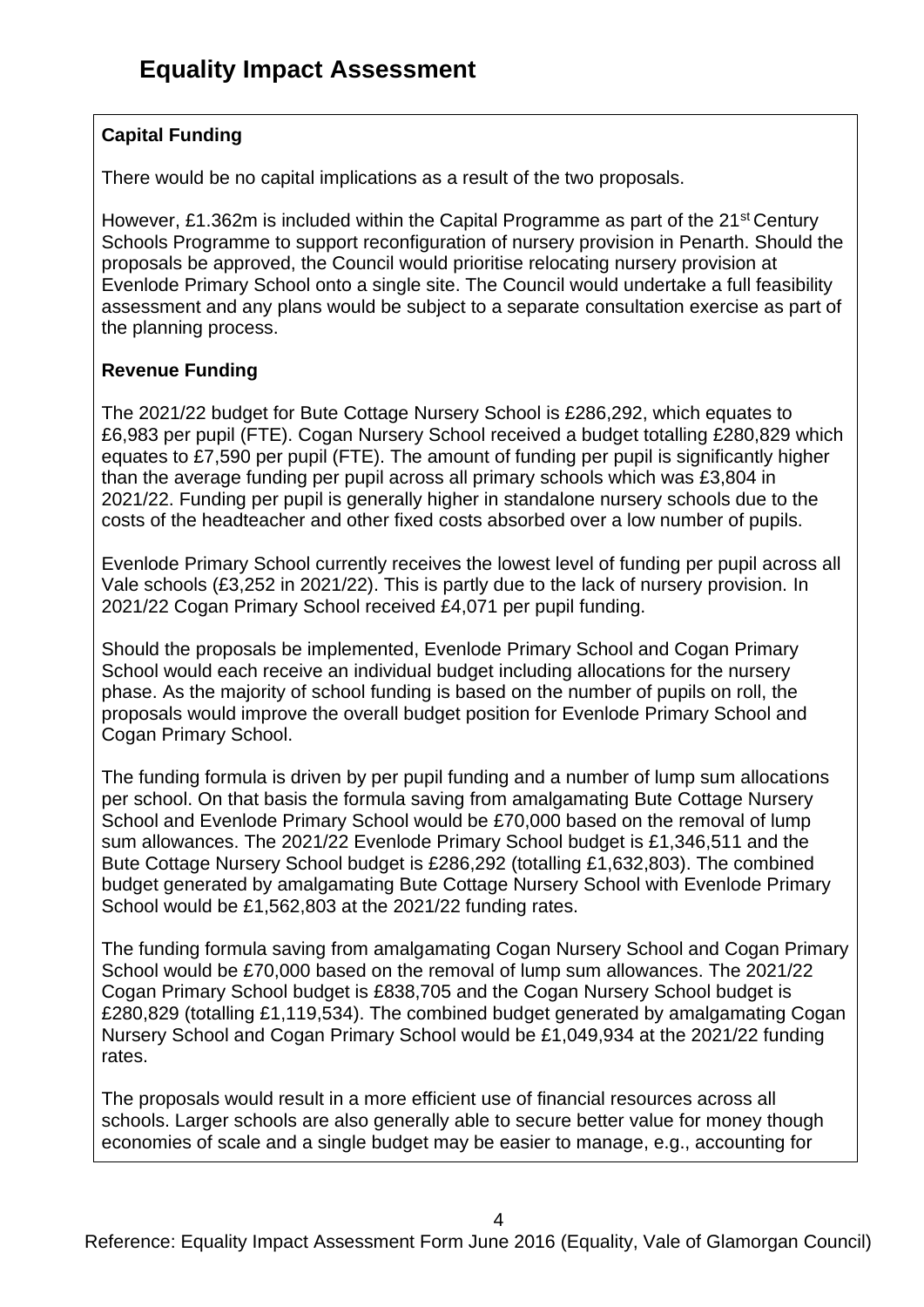# Equality Impact Assessment

**Capital Funding**

There would be no capital implications as a result of the two proposals.

However, £1.362m is included within the Capital Programme as part of the 21st Century Schools Programme to support reconfiguration of nursery provision in Penarth. Should the proposals be approved, the Council would prioritise relocating nursery provision at Evenlode Primary School onto a single site. The Council would undertake a full feasibility assessment and any plans would be subject to a separate consultation exercise as part of the planning process.

**Revenue Funding**

The 2021/22 budget for Bute Cottage Nursery School is £286,292, which equates to £6,983 per pupil (FTE). Cogan Nursery School received a budget totalling £280,829 which equates to £7,590 per pupil (FTE). The amount of funding per pupil is significantly higher than the average funding per pupil across all primary schools which was £3,804 in 2021/22. Funding per pupil is generally higher in standalone nursery schools due to the costs of the headteacher and other fixed costs absorbed over a low number of pupils.

Evenlode Primary School currently receives the lowest level of funding per pupil across all Vale schools (£3,252 in 2021/22). This is partly due to the lack of nursery provision. In 2021/22 Cogan Primary School received £4,071 per pupil funding.

Should the proposals be implemented, Evenlode Primary School and Cogan Primary School would each receive an individual budget including allocations for the nursery phase. As the majority of school funding is based on the number of pupils on roll, the proposals would improve the overall budget position for Evenlode Primary School and Cogan Primary School.

The funding formula is driven by per pupil funding and a number of lump sum allocations per school. On that basis the formula saving from amalgamating Bute Cottage Nursery School and Evenlode Primary School would be £70,000 based on the removal of lump sum allowances. The 2021/22 Evenlode Primary School budget is £1,346,511 and the Bute Cottage Nursery School budget is £286,292 (totalling £1,632,803). The combined budget generated by amalgamating Bute Cottage Nursery School with Evenlode Primary School would be £1,562,803 at the 2021/22 funding rates.

The funding formula saving from amalgamating Cogan Nursery School and Cogan Primary School would be £70,000 based on the removal of lump sum allowances. The 2021/22 Cogan Primary School budget is £838,705 and the Cogan Nursery School budget is £280,829 (totalling £1,119,534). The combined budget generated by amalgamating Cogan Nursery School and Cogan Primary School would be £1,049,934 at the 2021/22 funding rates.

The proposals would result in a more efficient use of financial resources across all schools. Larger schools are also generally able to secure better value for money though economies of scale and a single budget may be easier to manage, e.g., accounting for

Reference: Equality Impact Assessment Form June 2016 (Equality, Vale of Glamorgan Council)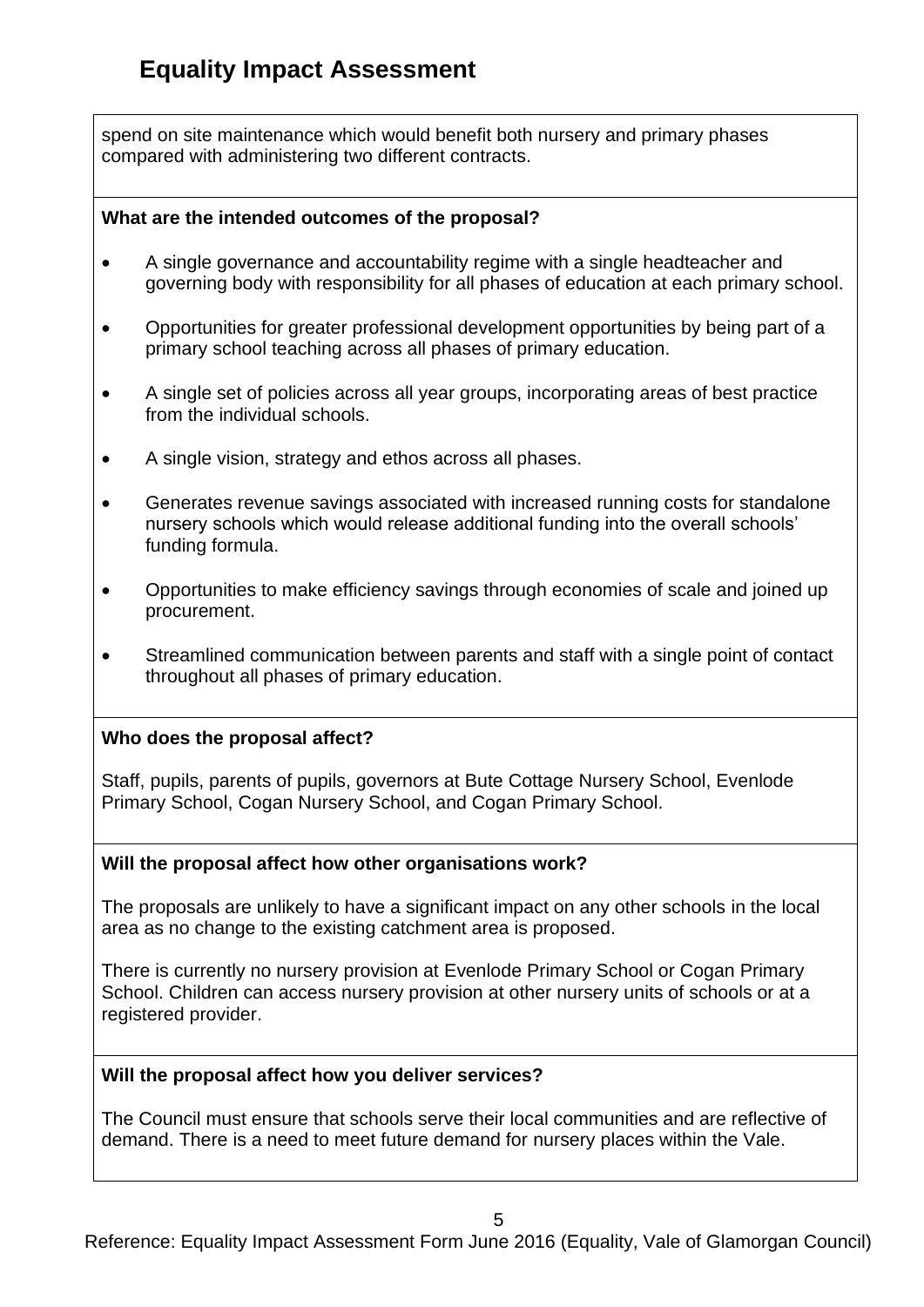# Equality Impact Assessment

spend on site maintenance which would benefit both nursery and primary phases compared with administering two different contracts.

**What are the intended outcomes of the proposal?**

- A single governance and accountability regime with a single headteacher and governing body with responsibility for all phases of education at each primary school.
- Opportunities for greater professional development opportunities by being part of a primary school teaching across all phases of primary education.
- A single set of policies across all year groups, incorporating areas of best practice from the individual schools.
- A single vision, strategy and ethos across all phases.
- Generates revenue savings associated with increased running costs for standalone nursery schools which would release additional funding into the overall schools' funding formula.
- Opportunities to make efficiency savings through economies of scale and joined up procurement.
- Streamlined communication between parents and staff with a single point of contact throughout all phases of primary education.

**Who does the proposal affect?**

Staff, pupils, parents of pupils, governors at Bute Cottage Nursery School, Evenlode Primary School, Cogan Nursery School, and Cogan Primary School.

**Will the proposal affect how other organisations work?**

The proposals are unlikely to have a significant impact on any other schools in the local area as no change to the existing catchment area is proposed.

There is currently no nursery provision at Evenlode Primary School or Cogan Primary School. Children can access nursery provision at other nursery units of schools or at a registered provider.

**Will the proposal affect how you deliver services?**

The Council must ensure that schools serve their local communities and are reflective of demand. There is a need to meet future demand for nursery places within the Vale.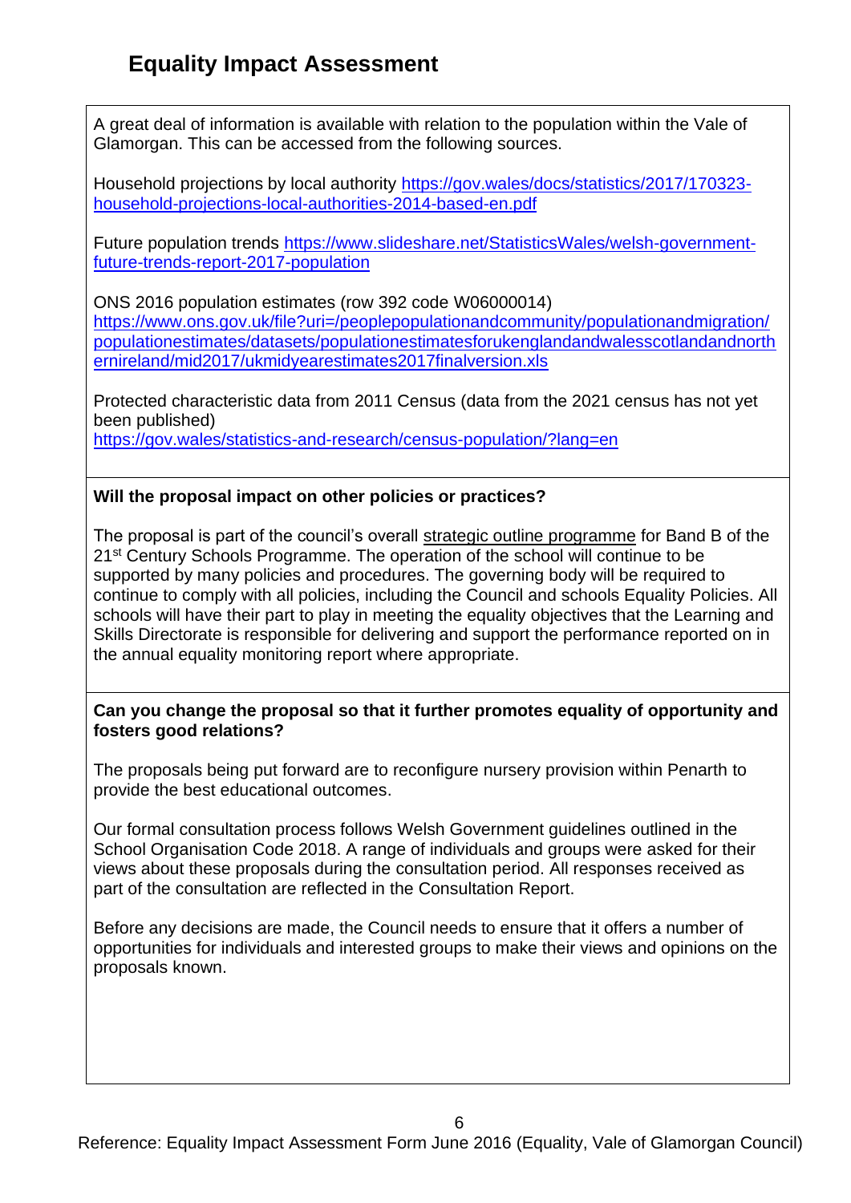## Equality Impact Assessment

A great deal of information is available with relation to the population within the Vale of Glamorgan. This can be accessed from the following sources.

Household projections by local authority [https://gov.wales/docs/statistics/2017/170323-household-projections-local-authorities-2014-based-en.pdf](https://gov.wales/docs/statistics/2017/170323-household-projections-local-authorities-2014-based-en.pdf)

Future population trends [https://www.slideshare.net/StatisticsWales/welsh-government-future-trends-report-2017-population](https://www.slideshare.net/StatisticsWales/welsh-government-future-trends-report-2017-population)

ONS 2016 population estimates (row 392 code W06000014)
[https://www.ons.gov.uk/file?uri=/peoplepopulationandcommunity/populationandmigration/populationestimates/datasets/populationestimatesforukenglandandwalesscotlandandnorthernireland/mid2017/ukmidyearestimates2017finalversion.xls](https://www.ons.gov.uk/file?uri=/peoplepopulationandcommunity/populationandmigration/populationestimates/datasets/populationestimatesforukenglandandwalesscotlandandnorthernireland/mid2017/ukmidyearestimates2017finalversion.xls)

Protected characteristic data from 2011 Census (data from the 2021 census has not yet been published)
[https://gov.wales/statistics-and-research/census-population/?lang=en](https://gov.wales/statistics-and-research/census-population/?lang=en)

**Will the proposal impact on other policies or practices?**

The proposal is part of the council's overall strategic outline programme for Band B of the 21st Century Schools Programme. The operation of the school will continue to be supported by many policies and procedures. The governing body will be required to continue to comply with all policies, including the Council and schools Equality Policies. All schools will have their part to play in meeting the equality objectives that the Learning and Skills Directorate is responsible for delivering and support the performance reported on in the annual equality monitoring report where appropriate.

**Can you change the proposal so that it further promotes equality of opportunity and fosters good relations?**

The proposals being put forward are to reconfigure nursery provision within Penarth to provide the best educational outcomes.

Our formal consultation process follows Welsh Government guidelines outlined in the School Organisation Code 2018. A range of individuals and groups were asked for their views about these proposals during the consultation period. All responses received as part of the consultation are reflected in the Consultation Report.

Before any decisions are made, the Council needs to ensure that it offers a number of opportunities for individuals and interested groups to make their views and opinions on the proposals known.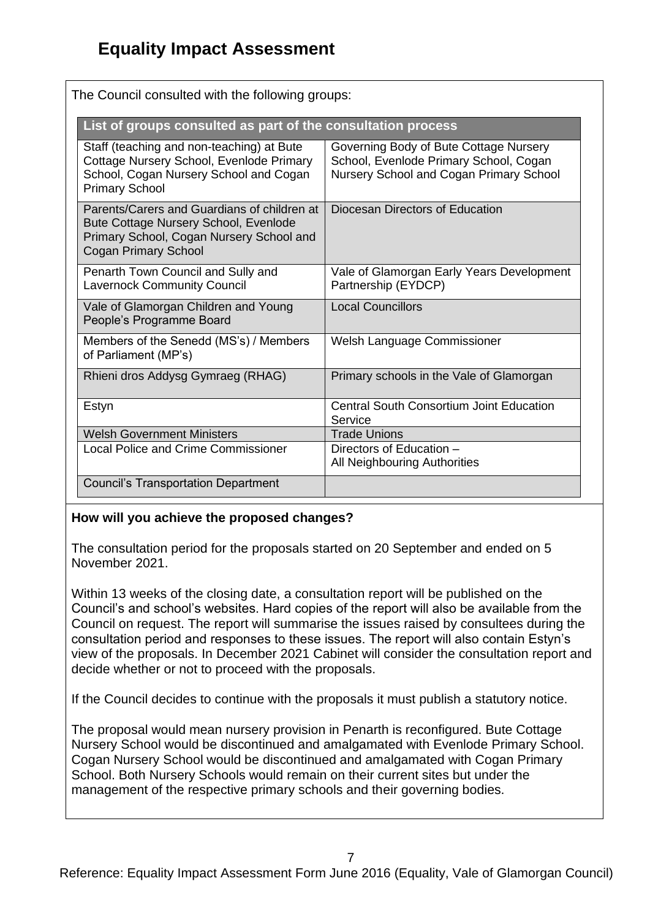# Equality Impact Assessment

The Council consulted with the following groups:

| List of groups consulted as part of the consultation process | |
|---|---|
| Staff (teaching and non-teaching) at Bute Cottage Nursery School, Evenlode Primary School, Cogan Nursery School and Cogan Primary School | Governing Body of Bute Cottage Nursery School, Evenlode Primary School, Cogan Nursery School and Cogan Primary School |
| Parents/Carers and Guardians of children at Bute Cottage Nursery School, Evenlode Primary School, Cogan Nursery School and Cogan Primary School | Diocesan Directors of Education |
| Penarth Town Council and Sully and Lavernock Community Council | Vale of Glamorgan Early Years Development Partnership (EYDCP) |
| Vale of Glamorgan Children and Young People's Programme Board | Local Councillors |
| Members of the Senedd (MS's) / Members of Parliament (MP's) | Welsh Language Commissioner |
| Rhieni dros Addysg Gymraeg (RHAG) | Primary schools in the Vale of Glamorgan |
| Estyn | Central South Consortium Joint Education Service |
| Welsh Government Ministers | Trade Unions |
| Local Police and Crime Commissioner | Directors of Education – All Neighbouring Authorities |
| Council's Transportation Department | |

**How will you achieve the proposed changes?**

The consultation period for the proposals started on 20 September and ended on 5 November 2021.

Within 13 weeks of the closing date, a consultation report will be published on the Council's and school's websites. Hard copies of the report will also be available from the Council on request. The report will summarise the issues raised by consultees during the consultation period and responses to these issues. The report will also contain Estyn's view of the proposals. In December 2021 Cabinet will consider the consultation report and decide whether or not to proceed with the proposals.

If the Council decides to continue with the proposals it must publish a statutory notice.

The proposal would mean nursery provision in Penarth is reconfigured. Bute Cottage Nursery School would be discontinued and amalgamated with Evenlode Primary School. Cogan Nursery School would be discontinued and amalgamated with Cogan Primary School. Both Nursery Schools would remain on their current sites but under the management of the respective primary schools and their governing bodies.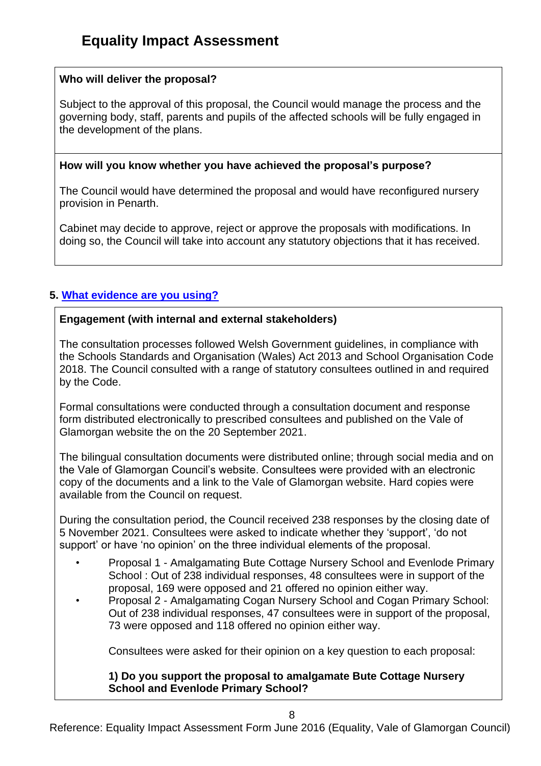# Equality Impact Assessment

**Who will deliver the proposal?**

Subject to the approval of this proposal, the Council would manage the process and the governing body, staff, parents and pupils of the affected schools will be fully engaged in the development of the plans.

**How will you know whether you have achieved the proposal's purpose?**

The Council would have determined the proposal and would have reconfigured nursery provision in Penarth.

Cabinet may decide to approve, reject or approve the proposals with modifications. In doing so, the Council will take into account any statutory objections that it has received.

## 5. What evidence are you using?

**Engagement (with internal and external stakeholders)**

The consultation processes followed Welsh Government guidelines, in compliance with the Schools Standards and Organisation (Wales) Act 2013 and School Organisation Code 2018. The Council consulted with a range of statutory consultees outlined in and required by the Code.

Formal consultations were conducted through a consultation document and response form distributed electronically to prescribed consultees and published on the Vale of Glamorgan website the on the 20 September 2021.

The bilingual consultation documents were distributed online; through social media and on the Vale of Glamorgan Council's website. Consultees were provided with an electronic copy of the documents and a link to the Vale of Glamorgan website. Hard copies were available from the Council on request.

During the consultation period, the Council received 238 responses by the closing date of 5 November 2021. Consultees were asked to indicate whether they 'support', 'do not support' or have 'no opinion' on the three individual elements of the proposal.

- Proposal 1 - Amalgamating Bute Cottage Nursery School and Evenlode Primary School : Out of 238 individual responses, 48 consultees were in support of the proposal, 169 were opposed and 21 offered no opinion either way.
- Proposal 2 - Amalgamating Cogan Nursery School and Cogan Primary School: Out of 238 individual responses, 47 consultees were in support of the proposal, 73 were opposed and 118 offered no opinion either way.

  Consultees were asked for their opinion on a key question to each proposal:

  **1) Do you support the proposal to amalgamate Bute Cottage Nursery School and Evenlode Primary School?**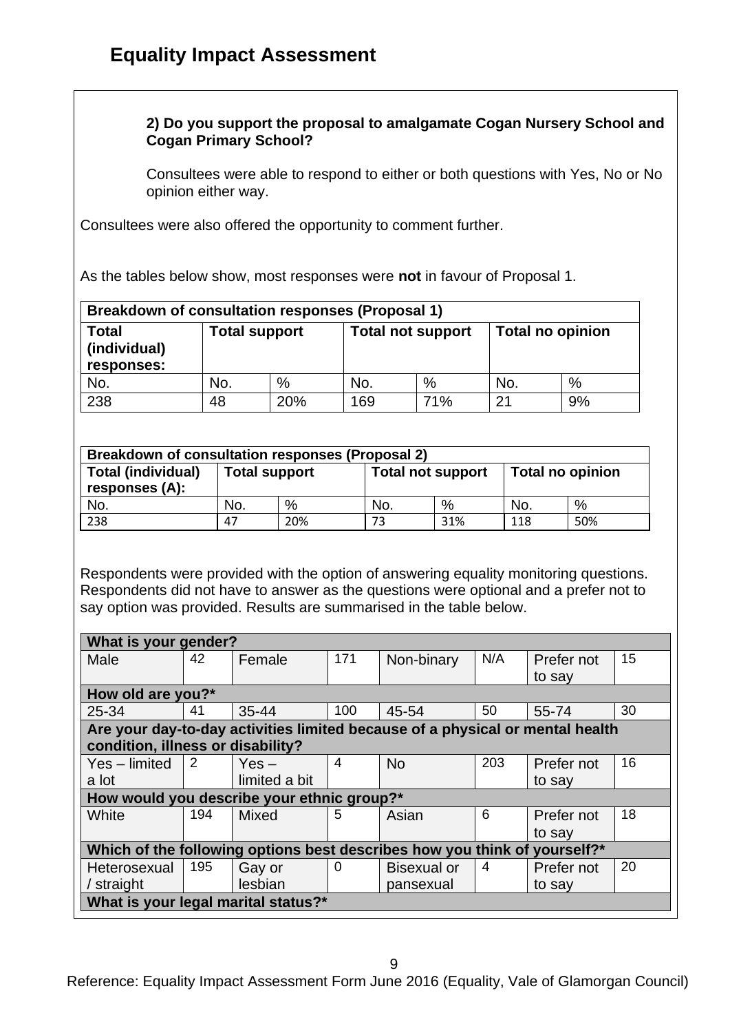# Equality Impact Assessment

**2) Do you support the proposal to amalgamate Cogan Nursery School and Cogan Primary School?**

Consultees were able to respond to either or both questions with Yes, No or No opinion either way.

Consultees were also offered the opportunity to comment further.

As the tables below show, most responses were **not** in favour of Proposal 1.

| Breakdown of consultation responses (Proposal 1) | | | | | | |
|---|---|---|---|---|---|---|
| **Total (individual) responses:** | **Total support** | | **Total not support** | | **Total no opinion** | |
| No. | No. | % | No. | % | No. | % |
| 238 | 48 | 20% | 169 | 71% | 21 | 9% |

| Breakdown of consultation responses (Proposal 2) | | | | | | |
|---|---|---|---|---|---|---|
| **Total (individual) responses (A):** | **Total support** | | **Total not support** | | **Total no opinion** | |
| No. | No. | % | No. | % | No. | % |
| 238 | 47 | 20% | 73 | 31% | 118 | 50% |

Respondents were provided with the option of answering equality monitoring questions. Respondents did not have to answer as the questions were optional and a prefer not to say option was provided. Results are summarised in the table below.

| What is your gender? | | | | | | | |
|---|---|---|---|---|---|---|---|
| Male | 42 | Female | 171 | Non-binary | N/A | Prefer not to say | 15 |
| **How old are you?*** | | | | | | | |
| 25-34 | 41 | 35-44 | 100 | 45-54 | 50 | 55-74 | 30 |
| **Are your day-to-day activities limited because of a physical or mental health condition, illness or disability?** | | | | | | | |
| Yes – limited a lot | 2 | Yes – limited a bit | 4 | No | 203 | Prefer not to say | 16 |
| **How would you describe your ethnic group?*** | | | | | | | |
| White | 194 | Mixed | 5 | Asian | 6 | Prefer not to say | 18 |
| **Which of the following options best describes how you think of yourself?*** | | | | | | | |
| Heterosexual / straight | 195 | Gay or lesbian | 0 | Bisexual or pansexual | 4 | Prefer not to say | 20 |
| **What is your legal marital status?*** | | | | | | | |

Reference: Equality Impact Assessment Form June 2016 (Equality, Vale of Glamorgan Council)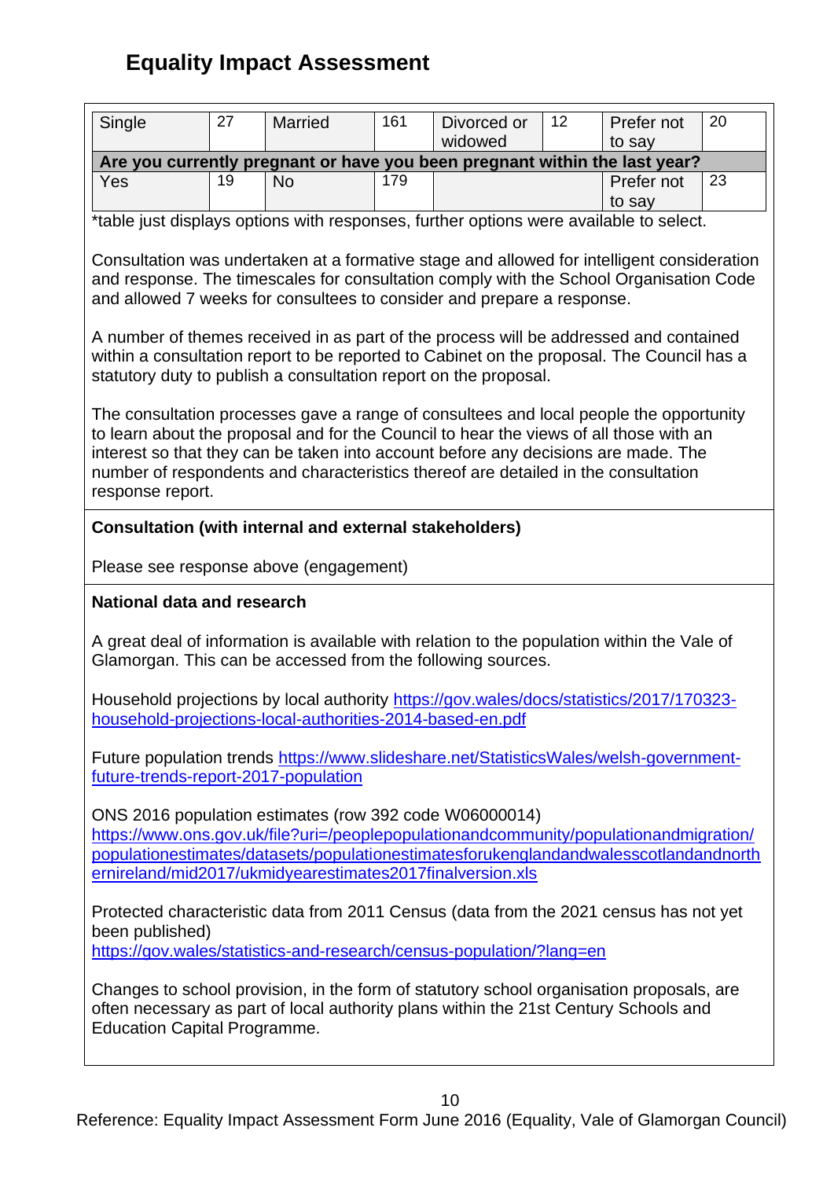## Equality Impact Assessment

| Single | 27 | Married | 161 | Divorced or widowed | 12 | Prefer not to say | 20 |
|---|---|---|---|---|---|---|---|
| **Are you currently pregnant or have you been pregnant within the last year?** | | | | | | | |
| Yes | 19 | No | 179 | | | Prefer not to say | 23 |

*table just displays options with responses, further options were available to select.

Consultation was undertaken at a formative stage and allowed for intelligent consideration and response. The timescales for consultation comply with the School Organisation Code and allowed 7 weeks for consultees to consider and prepare a response.

A number of themes received in as part of the process will be addressed and contained within a consultation report to be reported to Cabinet on the proposal. The Council has a statutory duty to publish a consultation report on the proposal.

The consultation processes gave a range of consultees and local people the opportunity to learn about the proposal and for the Council to hear the views of all those with an interest so that they can be taken into account before any decisions are made. The number of respondents and characteristics thereof are detailed in the consultation response report.

**Consultation (with internal and external stakeholders)**

Please see response above (engagement)

**National data and research**

A great deal of information is available with relation to the population within the Vale of Glamorgan. This can be accessed from the following sources.

Household projections by local authority https://gov.wales/docs/statistics/2017/170323-household-projections-local-authorities-2014-based-en.pdf

Future population trends https://www.slideshare.net/StatisticsWales/welsh-government-future-trends-report-2017-population

ONS 2016 population estimates (row 392 code W06000014)
https://www.ons.gov.uk/file?uri=/peoplepopulationandcommunity/populationandmigration/populationestimates/datasets/populationestimatesforukenglandandwalesscotlandandnorthernireland/mid2017/ukmidyearestimates2017finalversion.xls

Protected characteristic data from 2011 Census (data from the 2021 census has not yet been published)
https://gov.wales/statistics-and-research/census-population/?lang=en

Changes to school provision, in the form of statutory school organisation proposals, are often necessary as part of local authority plans within the 21st Century Schools and Education Capital Programme.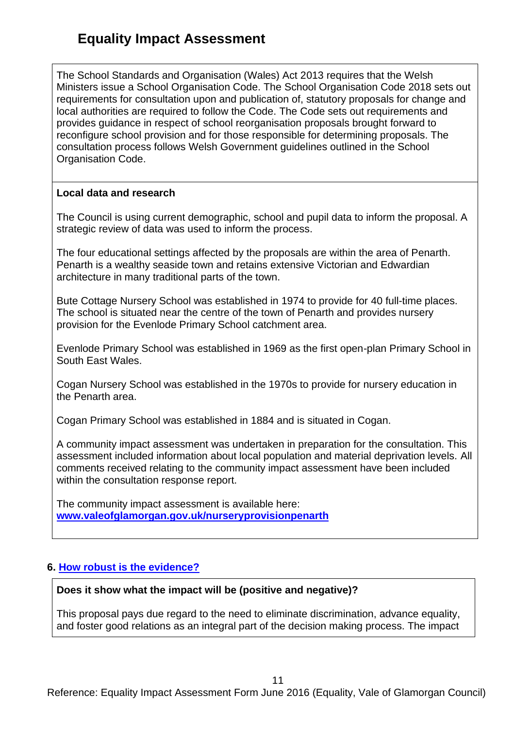# Equality Impact Assessment

The School Standards and Organisation (Wales) Act 2013 requires that the Welsh Ministers issue a School Organisation Code. The School Organisation Code 2018 sets out requirements for consultation upon and publication of, statutory proposals for change and local authorities are required to follow the Code. The Code sets out requirements and provides guidance in respect of school reorganisation proposals brought forward to reconfigure school provision and for those responsible for determining proposals. The consultation process follows Welsh Government guidelines outlined in the School Organisation Code.

**Local data and research**

The Council is using current demographic, school and pupil data to inform the proposal. A strategic review of data was used to inform the process.

The four educational settings affected by the proposals are within the area of Penarth. Penarth is a wealthy seaside town and retains extensive Victorian and Edwardian architecture in many traditional parts of the town.

Bute Cottage Nursery School was established in 1974 to provide for 40 full-time places. The school is situated near the centre of the town of Penarth and provides nursery provision for the Evenlode Primary School catchment area.

Evenlode Primary School was established in 1969 as the first open-plan Primary School in South East Wales.

Cogan Nursery School was established in the 1970s to provide for nursery education in the Penarth area.

Cogan Primary School was established in 1884 and is situated in Cogan.

A community impact assessment was undertaken in preparation for the consultation. This assessment included information about local population and material deprivation levels. All comments received relating to the community impact assessment have been included within the consultation response report.

The community impact assessment is available here:
**[www.valeofglamorgan.gov.uk/nurseryprovisionpenarth](www.valeofglamorgan.gov.uk/nurseryprovisionpenarth)**

### 6. How robust is the evidence?

**Does it show what the impact will be (positive and negative)?**

This proposal pays due regard to the need to eliminate discrimination, advance equality, and foster good relations as an integral part of the decision making process. The impact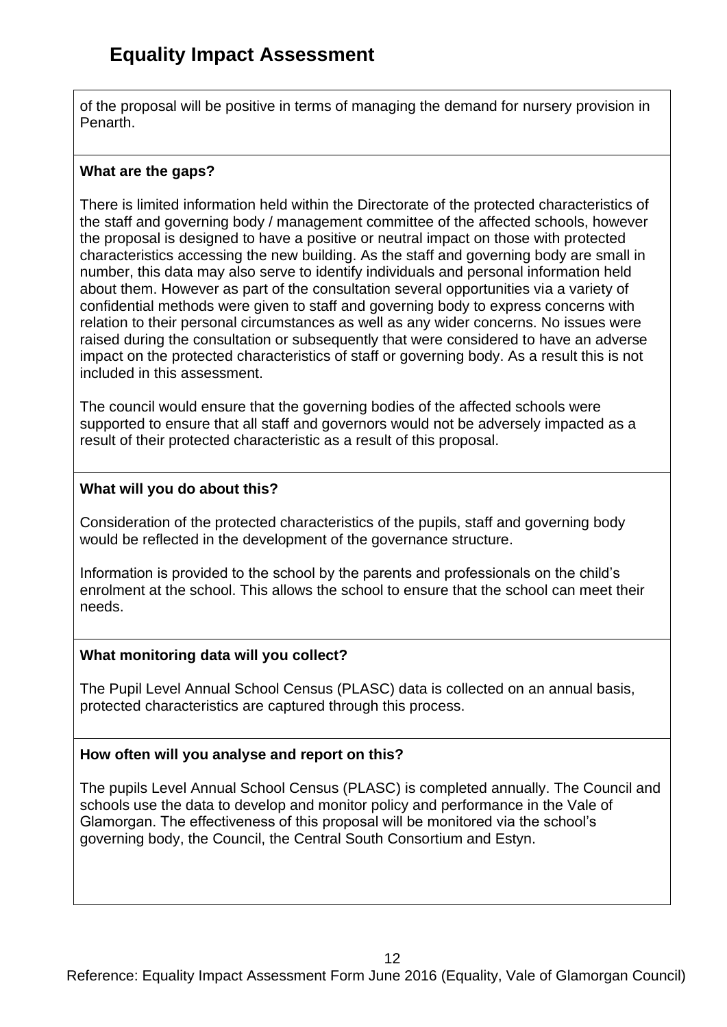of the proposal will be positive in terms of managing the demand for nursery provision in Penarth.

**What are the gaps?**

There is limited information held within the Directorate of the protected characteristics of the staff and governing body / management committee of the affected schools, however the proposal is designed to have a positive or neutral impact on those with protected characteristics accessing the new building. As the staff and governing body are small in number, this data may also serve to identify individuals and personal information held about them. However as part of the consultation several opportunities via a variety of confidential methods were given to staff and governing body to express concerns with relation to their personal circumstances as well as any wider concerns. No issues were raised during the consultation or subsequently that were considered to have an adverse impact on the protected characteristics of staff or governing body. As a result this is not included in this assessment.

The council would ensure that the governing bodies of the affected schools were supported to ensure that all staff and governors would not be adversely impacted as a result of their protected characteristic as a result of this proposal.

**What will you do about this?**

Consideration of the protected characteristics of the pupils, staff and governing body would be reflected in the development of the governance structure.

Information is provided to the school by the parents and professionals on the child's enrolment at the school. This allows the school to ensure that the school can meet their needs.

**What monitoring data will you collect?**

The Pupil Level Annual School Census (PLASC) data is collected on an annual basis, protected characteristics are captured through this process.

**How often will you analyse and report on this?**

The pupils Level Annual School Census (PLASC) is completed annually. The Council and schools use the data to develop and monitor policy and performance in the Vale of Glamorgan. The effectiveness of this proposal will be monitored via the school's governing body, the Council, the Central South Consortium and Estyn.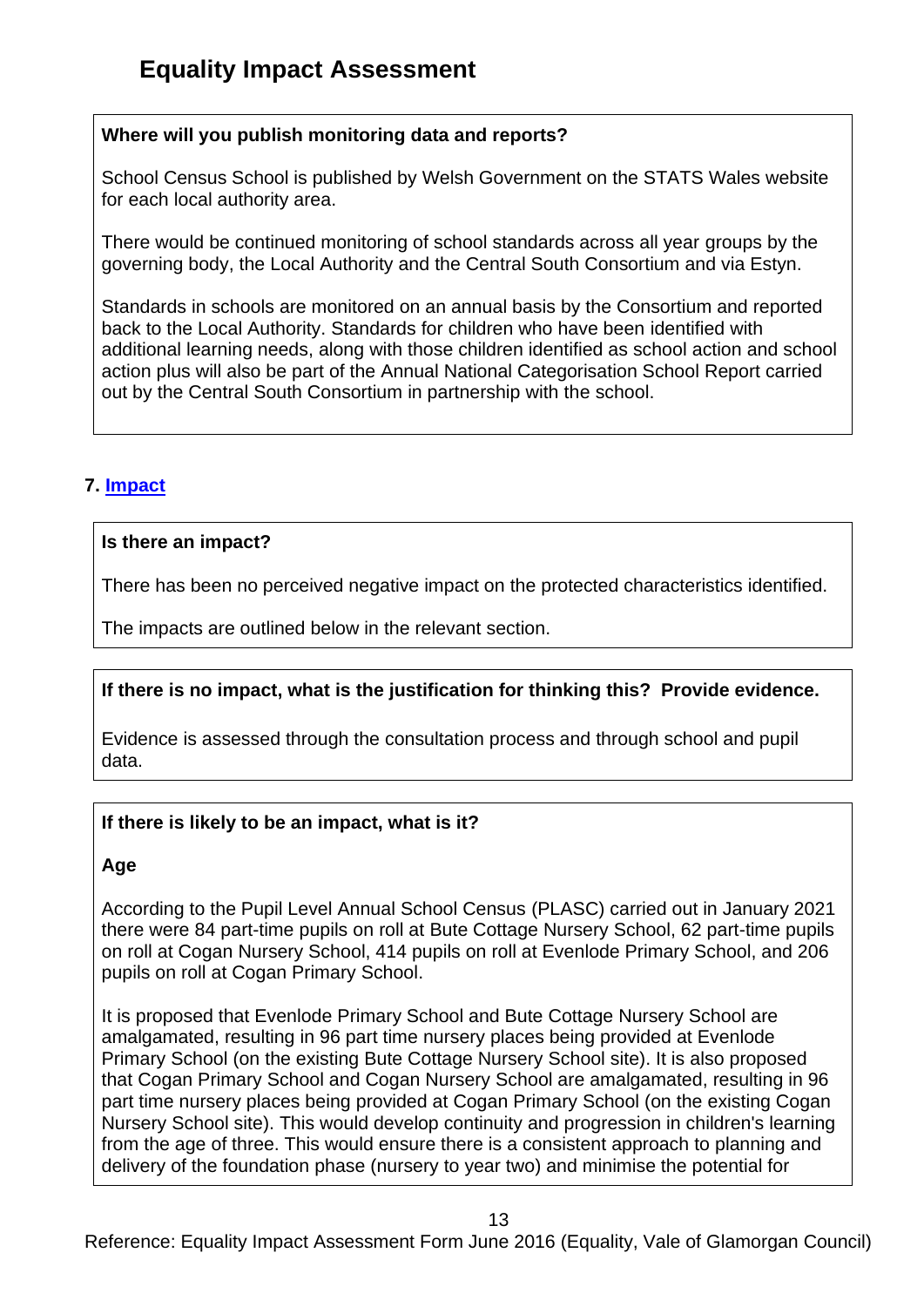# Equality Impact Assessment

**Where will you publish monitoring data and reports?**

School Census School is published by Welsh Government on the STATS Wales website for each local authority area.

There would be continued monitoring of school standards across all year groups by the governing body, the Local Authority and the Central South Consortium and via Estyn.

Standards in schools are monitored on an annual basis by the Consortium and reported back to the Local Authority. Standards for children who have been identified with additional learning needs, along with those children identified as school action and school action plus will also be part of the Annual National Categorisation School Report carried out by the Central South Consortium in partnership with the school.

## 7. Impact

**Is there an impact?**

There has been no perceived negative impact on the protected characteristics identified.

The impacts are outlined below in the relevant section.

**If there is no impact, what is the justification for thinking this? Provide evidence.**

Evidence is assessed through the consultation process and through school and pupil data.

**If there is likely to be an impact, what is it?**

**Age**

According to the Pupil Level Annual School Census (PLASC) carried out in January 2021 there were 84 part-time pupils on roll at Bute Cottage Nursery School, 62 part-time pupils on roll at Cogan Nursery School, 414 pupils on roll at Evenlode Primary School, and 206 pupils on roll at Cogan Primary School.

It is proposed that Evenlode Primary School and Bute Cottage Nursery School are amalgamated, resulting in 96 part time nursery places being provided at Evenlode Primary School (on the existing Bute Cottage Nursery School site). It is also proposed that Cogan Primary School and Cogan Nursery School are amalgamated, resulting in 96 part time nursery places being provided at Cogan Primary School (on the existing Cogan Nursery School site). This would develop continuity and progression in children's learning from the age of three. This would ensure there is a consistent approach to planning and delivery of the foundation phase (nursery to year two) and minimise the potential for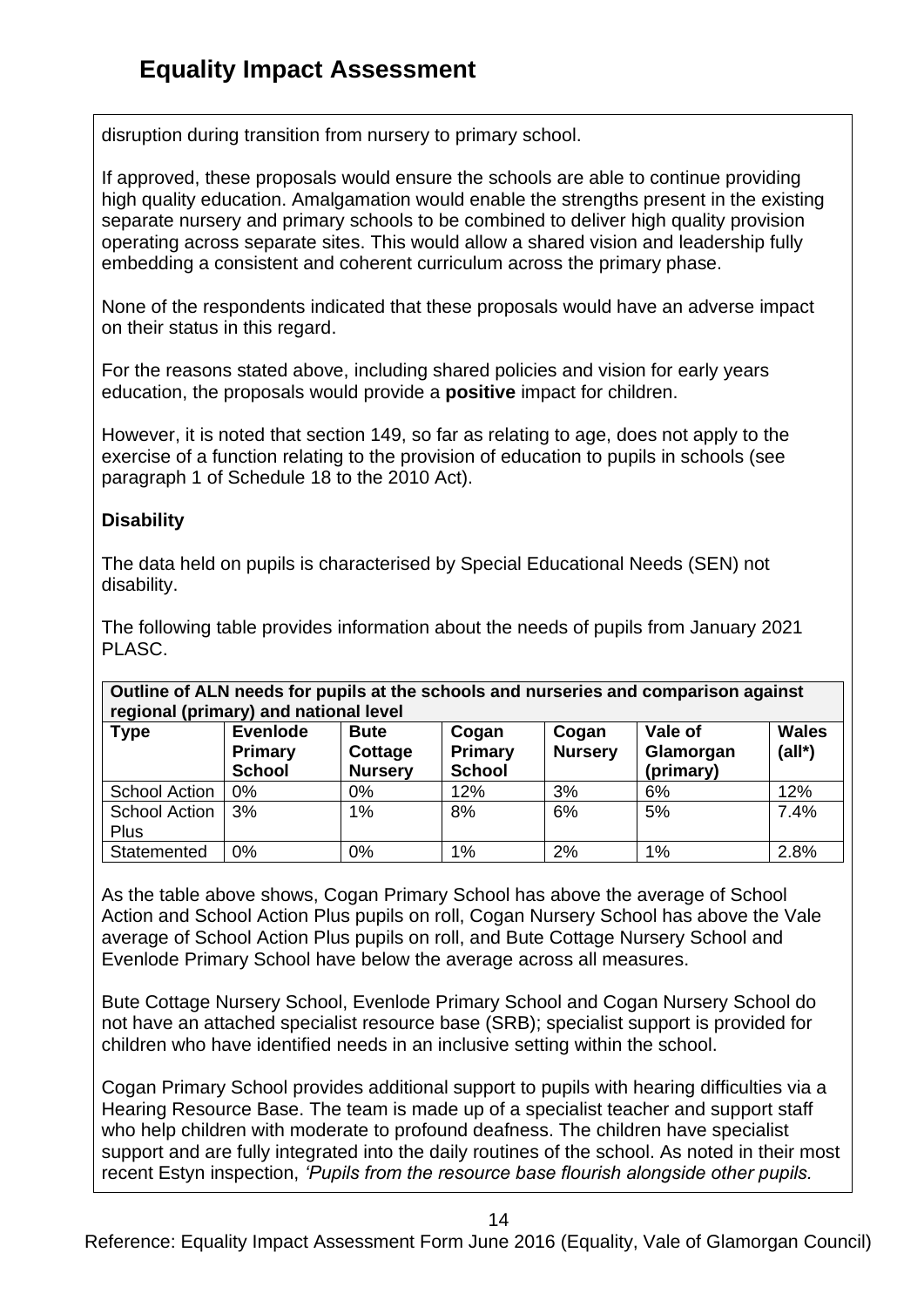# Equality Impact Assessment

disruption during transition from nursery to primary school.

If approved, these proposals would ensure the schools are able to continue providing high quality education. Amalgamation would enable the strengths present in the existing separate nursery and primary schools to be combined to deliver high quality provision operating across separate sites. This would allow a shared vision and leadership fully embedding a consistent and coherent curriculum across the primary phase.

None of the respondents indicated that these proposals would have an adverse impact on their status in this regard.

For the reasons stated above, including shared policies and vision for early years education, the proposals would provide a **positive** impact for children.

However, it is noted that section 149, so far as relating to age, does not apply to the exercise of a function relating to the provision of education to pupils in schools (see paragraph 1 of Schedule 18 to the 2010 Act).

**Disability**

The data held on pupils is characterised by Special Educational Needs (SEN) not disability.

The following table provides information about the needs of pupils from January 2021 PLASC.

**Outline of ALN needs for pupils at the schools and nurseries and comparison against regional (primary) and national level**

| Type | Evenlode Primary School | Bute Cottage Nursery | Cogan Primary School | Cogan Nursery | Vale of Glamorgan (primary) | Wales (all*) |
|---|---|---|---|---|---|---|
| School Action | 0% | 0% | 12% | 3% | 6% | 12% |
| School Action Plus | 3% | 1% | 8% | 6% | 5% | 7.4% |
| Statemented | 0% | 0% | 1% | 2% | 1% | 2.8% |

As the table above shows, Cogan Primary School has above the average of School Action and School Action Plus pupils on roll, Cogan Nursery School has above the Vale average of School Action Plus pupils on roll, and Bute Cottage Nursery School and Evenlode Primary School have below the average across all measures.

Bute Cottage Nursery School, Evenlode Primary School and Cogan Nursery School do not have an attached specialist resource base (SRB); specialist support is provided for children who have identified needs in an inclusive setting within the school.

Cogan Primary School provides additional support to pupils with hearing difficulties via a Hearing Resource Base. The team is made up of a specialist teacher and support staff who help children with moderate to profound deafness. The children have specialist support and are fully integrated into the daily routines of the school. As noted in their most recent Estyn inspection, *'Pupils from the resource base flourish alongside other pupils.*

Reference: Equality Impact Assessment Form June 2016 (Equality, Vale of Glamorgan Council)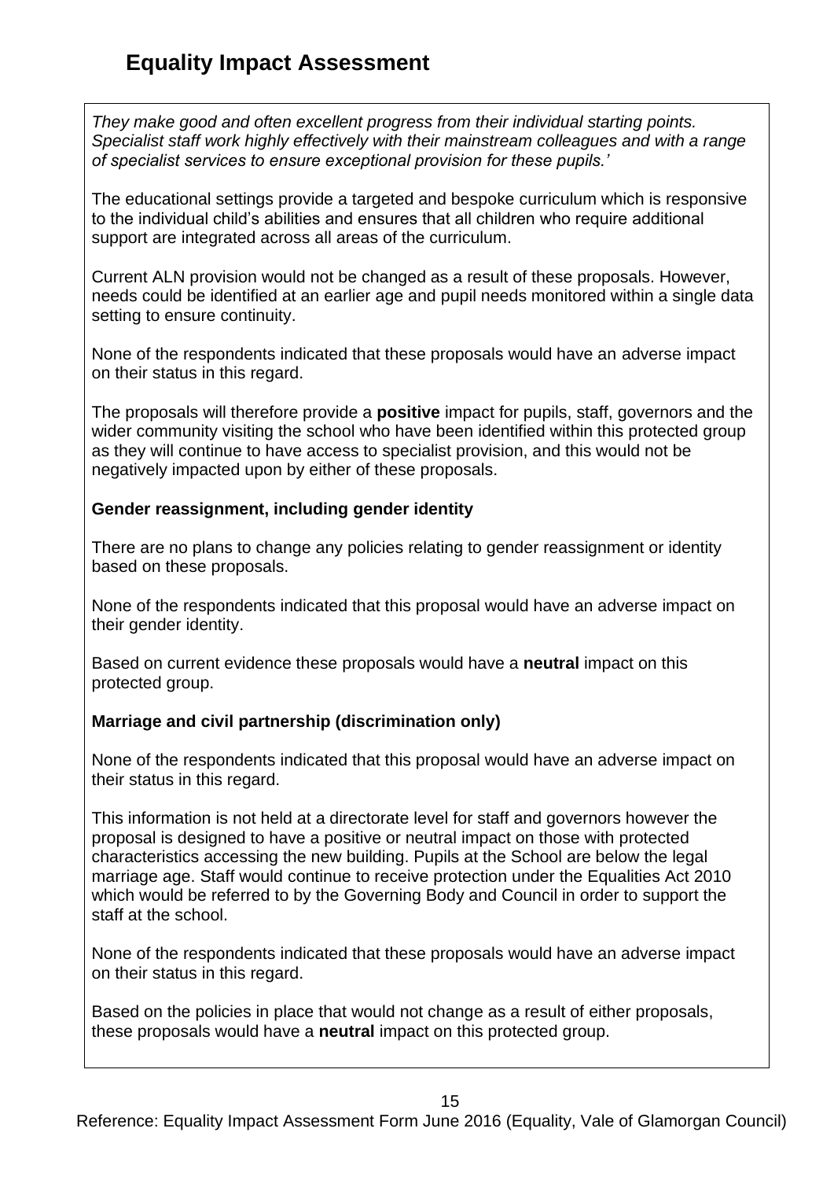## Equality Impact Assessment

*They make good and often excellent progress from their individual starting points. Specialist staff work highly effectively with their mainstream colleagues and with a range of specialist services to ensure exceptional provision for these pupils.'*

The educational settings provide a targeted and bespoke curriculum which is responsive to the individual child's abilities and ensures that all children who require additional support are integrated across all areas of the curriculum.

Current ALN provision would not be changed as a result of these proposals. However, needs could be identified at an earlier age and pupil needs monitored within a single data setting to ensure continuity.

None of the respondents indicated that these proposals would have an adverse impact on their status in this regard.

The proposals will therefore provide a **positive** impact for pupils, staff, governors and the wider community visiting the school who have been identified within this protected group as they will continue to have access to specialist provision, and this would not be negatively impacted upon by either of these proposals.

**Gender reassignment, including gender identity**

There are no plans to change any policies relating to gender reassignment or identity based on these proposals.

None of the respondents indicated that this proposal would have an adverse impact on their gender identity.

Based on current evidence these proposals would have a **neutral** impact on this protected group.

**Marriage and civil partnership (discrimination only)**

None of the respondents indicated that this proposal would have an adverse impact on their status in this regard.

This information is not held at a directorate level for staff and governors however the proposal is designed to have a positive or neutral impact on those with protected characteristics accessing the new building. Pupils at the School are below the legal marriage age. Staff would continue to receive protection under the Equalities Act 2010 which would be referred to by the Governing Body and Council in order to support the staff at the school.

None of the respondents indicated that these proposals would have an adverse impact on their status in this regard.

Based on the policies in place that would not change as a result of either proposals, these proposals would have a **neutral** impact on this protected group.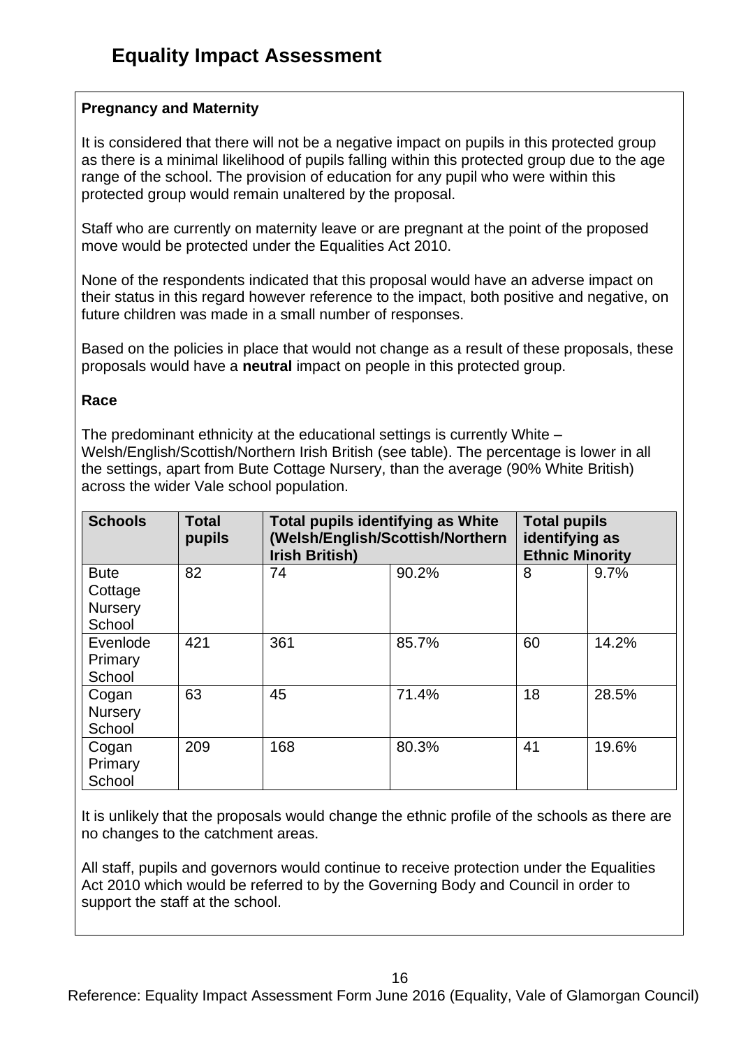# Equality Impact Assessment

**Pregnancy and Maternity**

It is considered that there will not be a negative impact on pupils in this protected group as there is a minimal likelihood of pupils falling within this protected group due to the age range of the school. The provision of education for any pupil who were within this protected group would remain unaltered by the proposal.

Staff who are currently on maternity leave or are pregnant at the point of the proposed move would be protected under the Equalities Act 2010.

None of the respondents indicated that this proposal would have an adverse impact on their status in this regard however reference to the impact, both positive and negative, on future children was made in a small number of responses.

Based on the policies in place that would not change as a result of these proposals, these proposals would have a **neutral** impact on people in this protected group.

**Race**

The predominant ethnicity at the educational settings is currently White – Welsh/English/Scottish/Northern Irish British (see table). The percentage is lower in all the settings, apart from Bute Cottage Nursery, than the average (90% White British) across the wider Vale school population.

| Schools | Total pupils | Total pupils identifying as White (Welsh/English/Scottish/Northern Irish British) | | Total pupils identifying as Ethnic Minority | |
|---|---|---|---|---|---|
| Bute Cottage Nursery School | 82 | 74 | 90.2% | 8 | 9.7% |
| Evenlode Primary School | 421 | 361 | 85.7% | 60 | 14.2% |
| Cogan Nursery School | 63 | 45 | 71.4% | 18 | 28.5% |
| Cogan Primary School | 209 | 168 | 80.3% | 41 | 19.6% |

It is unlikely that the proposals would change the ethnic profile of the schools as there are no changes to the catchment areas.

All staff, pupils and governors would continue to receive protection under the Equalities Act 2010 which would be referred to by the Governing Body and Council in order to support the staff at the school.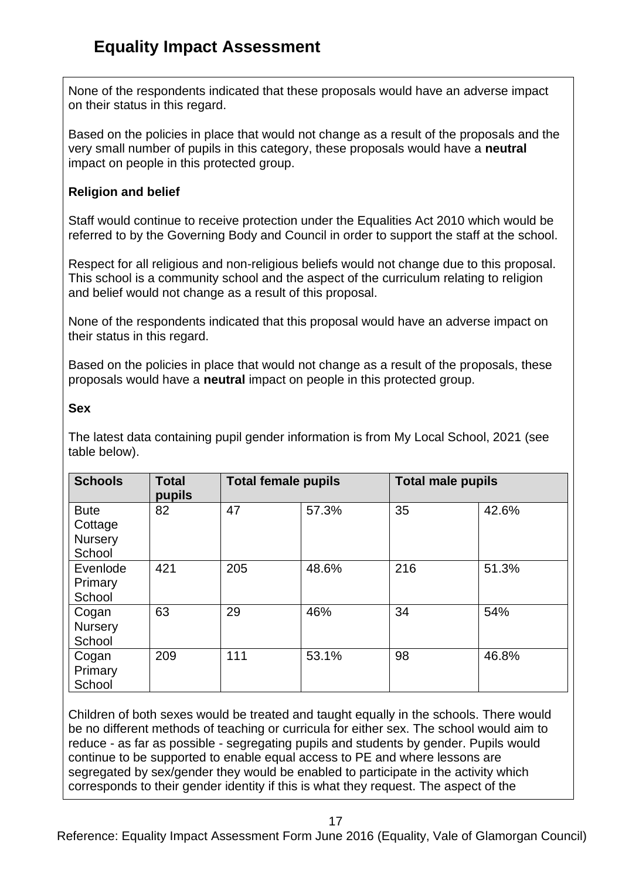# Equality Impact Assessment

None of the respondents indicated that these proposals would have an adverse impact on their status in this regard.

Based on the policies in place that would not change as a result of the proposals and the very small number of pupils in this category, these proposals would have a **neutral** impact on people in this protected group.

**Religion and belief**

Staff would continue to receive protection under the Equalities Act 2010 which would be referred to by the Governing Body and Council in order to support the staff at the school.

Respect for all religious and non-religious beliefs would not change due to this proposal. This school is a community school and the aspect of the curriculum relating to religion and belief would not change as a result of this proposal.

None of the respondents indicated that this proposal would have an adverse impact on their status in this regard.

Based on the policies in place that would not change as a result of the proposals, these proposals would have a **neutral** impact on people in this protected group.

**Sex**

The latest data containing pupil gender information is from My Local School, 2021 (see table below).

| Schools | Total pupils | Total female pupils | | Total male pupils | |
|---|---|---|---|---|---|
| Bute Cottage Nursery School | 82 | 47 | 57.3% | 35 | 42.6% |
| Evenlode Primary School | 421 | 205 | 48.6% | 216 | 51.3% |
| Cogan Nursery School | 63 | 29 | 46% | 34 | 54% |
| Cogan Primary School | 209 | 111 | 53.1% | 98 | 46.8% |

Children of both sexes would be treated and taught equally in the schools. There would be no different methods of teaching or curricula for either sex. The school would aim to reduce - as far as possible - segregating pupils and students by gender. Pupils would continue to be supported to enable equal access to PE and where lessons are segregated by sex/gender they would be enabled to participate in the activity which corresponds to their gender identity if this is what they request. The aspect of the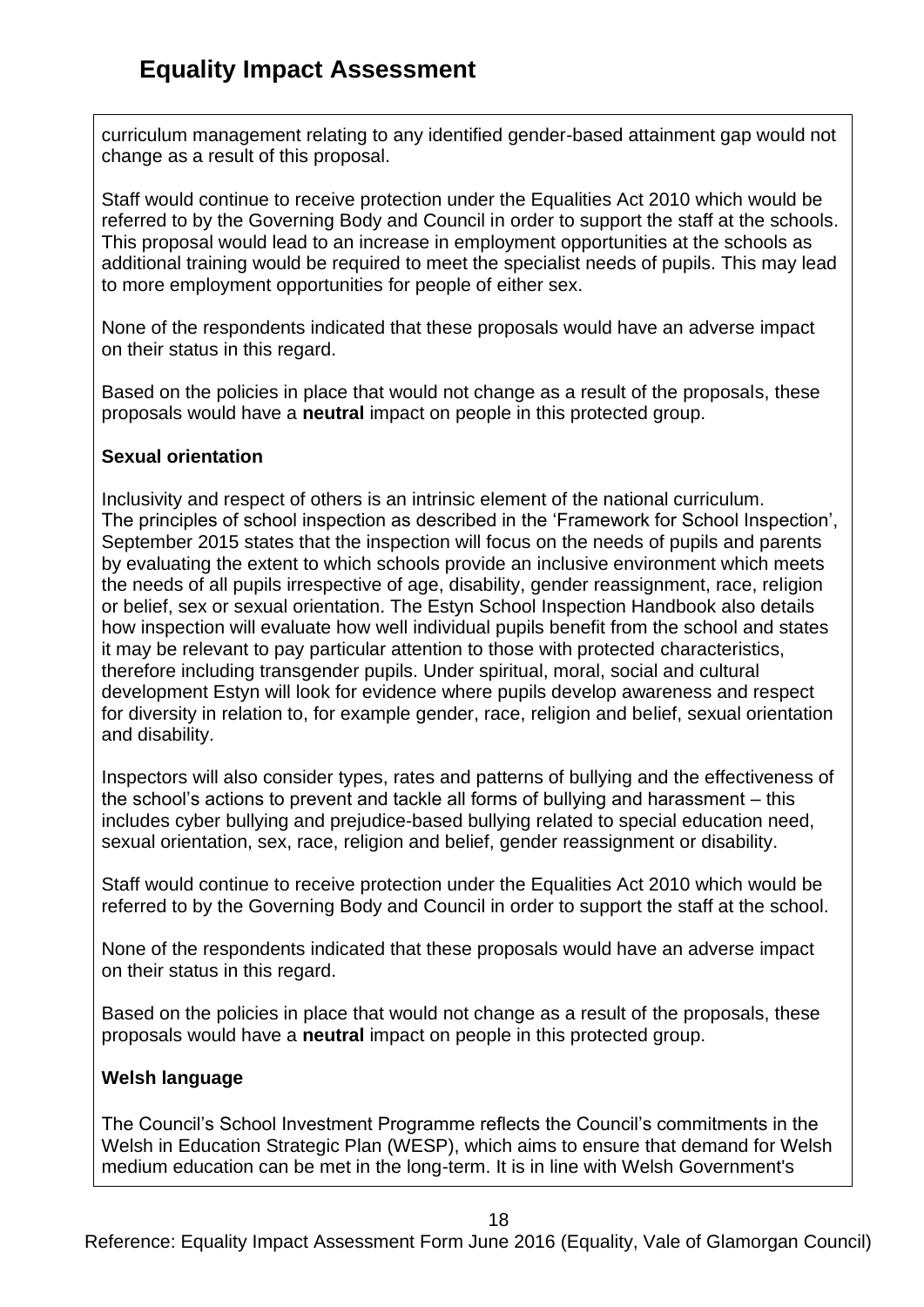curriculum management relating to any identified gender-based attainment gap would not change as a result of this proposal.

Staff would continue to receive protection under the Equalities Act 2010 which would be referred to by the Governing Body and Council in order to support the staff at the schools. This proposal would lead to an increase in employment opportunities at the schools as additional training would be required to meet the specialist needs of pupils. This may lead to more employment opportunities for people of either sex.

None of the respondents indicated that these proposals would have an adverse impact on their status in this regard.

Based on the policies in place that would not change as a result of the proposals, these proposals would have a **neutral** impact on people in this protected group.

**Sexual orientation**

Inclusivity and respect of others is an intrinsic element of the national curriculum. The principles of school inspection as described in the 'Framework for School Inspection', September 2015 states that the inspection will focus on the needs of pupils and parents by evaluating the extent to which schools provide an inclusive environment which meets the needs of all pupils irrespective of age, disability, gender reassignment, race, religion or belief, sex or sexual orientation. The Estyn School Inspection Handbook also details how inspection will evaluate how well individual pupils benefit from the school and states it may be relevant to pay particular attention to those with protected characteristics, therefore including transgender pupils. Under spiritual, moral, social and cultural development Estyn will look for evidence where pupils develop awareness and respect for diversity in relation to, for example gender, race, religion and belief, sexual orientation and disability.

Inspectors will also consider types, rates and patterns of bullying and the effectiveness of the school's actions to prevent and tackle all forms of bullying and harassment – this includes cyber bullying and prejudice-based bullying related to special education need, sexual orientation, sex, race, religion and belief, gender reassignment or disability.

Staff would continue to receive protection under the Equalities Act 2010 which would be referred to by the Governing Body and Council in order to support the staff at the school.

None of the respondents indicated that these proposals would have an adverse impact on their status in this regard.

Based on the policies in place that would not change as a result of the proposals, these proposals would have a **neutral** impact on people in this protected group.

**Welsh language**

The Council's School Investment Programme reflects the Council's commitments in the Welsh in Education Strategic Plan (WESP), which aims to ensure that demand for Welsh medium education can be met in the long-term. It is in line with Welsh Government's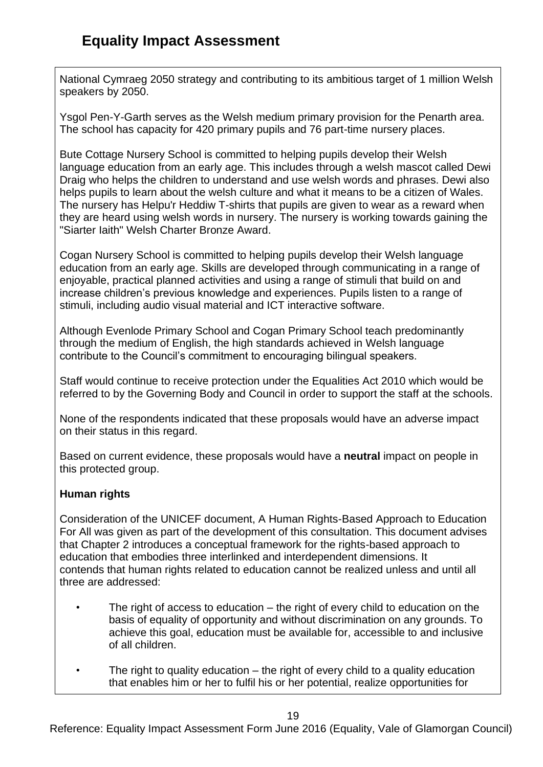# Equality Impact Assessment

National Cymraeg 2050 strategy and contributing to its ambitious target of 1 million Welsh speakers by 2050.

Ysgol Pen-Y-Garth serves as the Welsh medium primary provision for the Penarth area. The school has capacity for 420 primary pupils and 76 part-time nursery places.

Bute Cottage Nursery School is committed to helping pupils develop their Welsh language education from an early age. This includes through a welsh mascot called Dewi Draig who helps the children to understand and use welsh words and phrases. Dewi also helps pupils to learn about the welsh culture and what it means to be a citizen of Wales. The nursery has Helpu'r Heddiw T-shirts that pupils are given to wear as a reward when they are heard using welsh words in nursery. The nursery is working towards gaining the "Siarter Iaith" Welsh Charter Bronze Award.

Cogan Nursery School is committed to helping pupils develop their Welsh language education from an early age. Skills are developed through communicating in a range of enjoyable, practical planned activities and using a range of stimuli that build on and increase children's previous knowledge and experiences. Pupils listen to a range of stimuli, including audio visual material and ICT interactive software.

Although Evenlode Primary School and Cogan Primary School teach predominantly through the medium of English, the high standards achieved in Welsh language contribute to the Council's commitment to encouraging bilingual speakers.

Staff would continue to receive protection under the Equalities Act 2010 which would be referred to by the Governing Body and Council in order to support the staff at the schools.

None of the respondents indicated that these proposals would have an adverse impact on their status in this regard.

Based on current evidence, these proposals would have a **neutral** impact on people in this protected group.

**Human rights**

Consideration of the UNICEF document, A Human Rights-Based Approach to Education For All was given as part of the development of this consultation. This document advises that Chapter 2 introduces a conceptual framework for the rights-based approach to education that embodies three interlinked and interdependent dimensions. It contends that human rights related to education cannot be realized unless and until all three are addressed:

- The right of access to education – the right of every child to education on the basis of equality of opportunity and without discrimination on any grounds. To achieve this goal, education must be available for, accessible to and inclusive of all children.
- The right to quality education – the right of every child to a quality education that enables him or her to fulfil his or her potential, realize opportunities for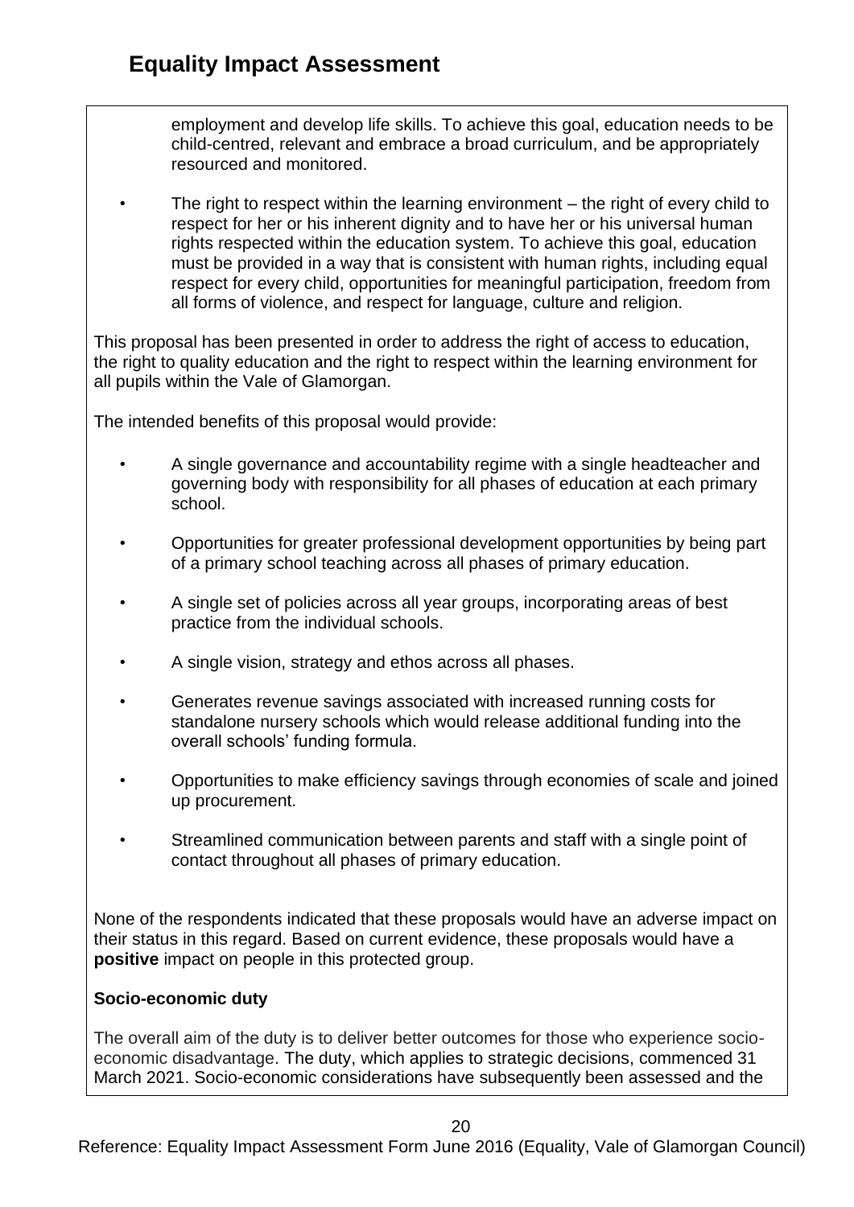employment and develop life skills. To achieve this goal, education needs to be child-centred, relevant and embrace a broad curriculum, and be appropriately resourced and monitored.

- The right to respect within the learning environment – the right of every child to respect for her or his inherent dignity and to have her or his universal human rights respected within the education system. To achieve this goal, education must be provided in a way that is consistent with human rights, including equal respect for every child, opportunities for meaningful participation, freedom from all forms of violence, and respect for language, culture and religion.

This proposal has been presented in order to address the right of access to education, the right to quality education and the right to respect within the learning environment for all pupils within the Vale of Glamorgan.

The intended benefits of this proposal would provide:

- A single governance and accountability regime with a single headteacher and governing body with responsibility for all phases of education at each primary school.
- Opportunities for greater professional development opportunities by being part of a primary school teaching across all phases of primary education.
- A single set of policies across all year groups, incorporating areas of best practice from the individual schools.
- A single vision, strategy and ethos across all phases.
- Generates revenue savings associated with increased running costs for standalone nursery schools which would release additional funding into the overall schools' funding formula.
- Opportunities to make efficiency savings through economies of scale and joined up procurement.
- Streamlined communication between parents and staff with a single point of contact throughout all phases of primary education.

None of the respondents indicated that these proposals would have an adverse impact on their status in this regard. Based on current evidence, these proposals would have a **positive** impact on people in this protected group.

**Socio-economic duty**

The overall aim of the duty is to deliver better outcomes for those who experience socio-economic disadvantage. The duty, which applies to strategic decisions, commenced 31 March 2021. Socio-economic considerations have subsequently been assessed and the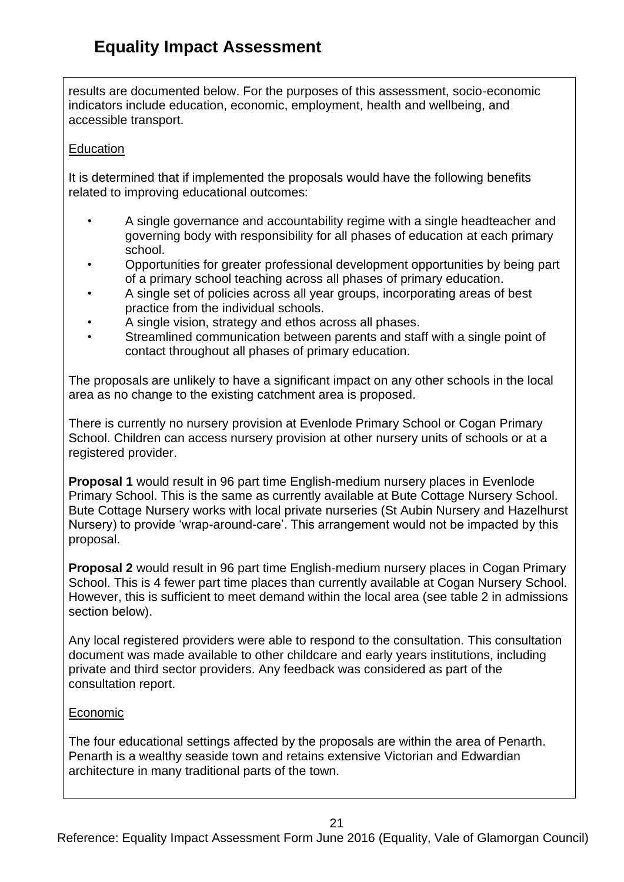# Equality Impact Assessment

results are documented below. For the purposes of this assessment, socio-economic indicators include education, economic, employment, health and wellbeing, and accessible transport.

Education

It is determined that if implemented the proposals would have the following benefits related to improving educational outcomes:

- A single governance and accountability regime with a single headteacher and governing body with responsibility for all phases of education at each primary school.
- Opportunities for greater professional development opportunities by being part of a primary school teaching across all phases of primary education.
- A single set of policies across all year groups, incorporating areas of best practice from the individual schools.
- A single vision, strategy and ethos across all phases.
- Streamlined communication between parents and staff with a single point of contact throughout all phases of primary education.

The proposals are unlikely to have a significant impact on any other schools in the local area as no change to the existing catchment area is proposed.

There is currently no nursery provision at Evenlode Primary School or Cogan Primary School. Children can access nursery provision at other nursery units of schools or at a registered provider.

**Proposal 1** would result in 96 part time English-medium nursery places in Evenlode Primary School. This is the same as currently available at Bute Cottage Nursery School. Bute Cottage Nursery works with local private nurseries (St Aubin Nursery and Hazelhurst Nursery) to provide 'wrap-around-care'. This arrangement would not be impacted by this proposal.

**Proposal 2** would result in 96 part time English-medium nursery places in Cogan Primary School. This is 4 fewer part time places than currently available at Cogan Nursery School. However, this is sufficient to meet demand within the local area (see table 2 in admissions section below).

Any local registered providers were able to respond to the consultation. This consultation document was made available to other childcare and early years institutions, including private and third sector providers. Any feedback was considered as part of the consultation report.

Economic

The four educational settings affected by the proposals are within the area of Penarth. Penarth is a wealthy seaside town and retains extensive Victorian and Edwardian architecture in many traditional parts of the town.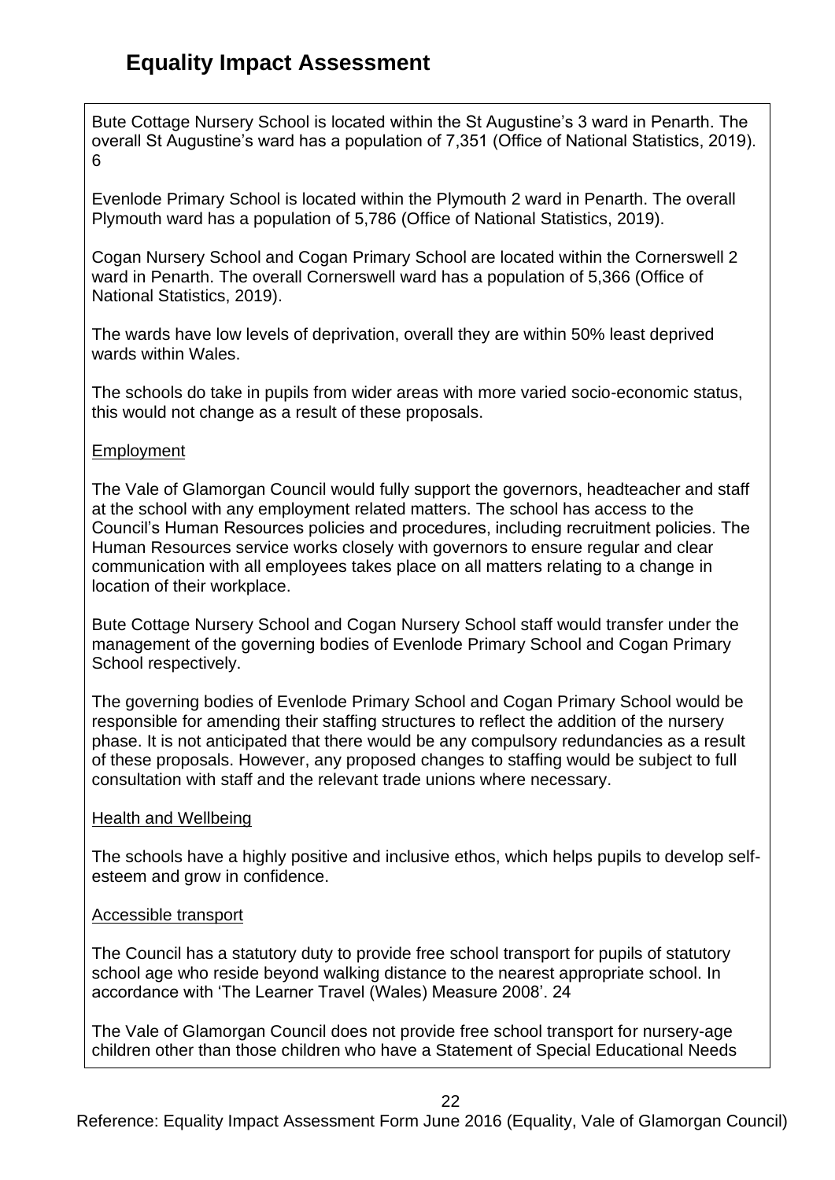# Equality Impact Assessment

Bute Cottage Nursery School is located within the St Augustine's 3 ward in Penarth. The overall St Augustine's ward has a population of 7,351 (Office of National Statistics, 2019). 6

Evenlode Primary School is located within the Plymouth 2 ward in Penarth. The overall Plymouth ward has a population of 5,786 (Office of National Statistics, 2019).

Cogan Nursery School and Cogan Primary School are located within the Cornerswell 2 ward in Penarth. The overall Cornerswell ward has a population of 5,366 (Office of National Statistics, 2019).

The wards have low levels of deprivation, overall they are within 50% least deprived wards within Wales.

The schools do take in pupils from wider areas with more varied socio-economic status, this would not change as a result of these proposals.

Employment

The Vale of Glamorgan Council would fully support the governors, headteacher and staff at the school with any employment related matters. The school has access to the Council's Human Resources policies and procedures, including recruitment policies. The Human Resources service works closely with governors to ensure regular and clear communication with all employees takes place on all matters relating to a change in location of their workplace.

Bute Cottage Nursery School and Cogan Nursery School staff would transfer under the management of the governing bodies of Evenlode Primary School and Cogan Primary School respectively.

The governing bodies of Evenlode Primary School and Cogan Primary School would be responsible for amending their staffing structures to reflect the addition of the nursery phase. It is not anticipated that there would be any compulsory redundancies as a result of these proposals. However, any proposed changes to staffing would be subject to full consultation with staff and the relevant trade unions where necessary.

Health and Wellbeing

The schools have a highly positive and inclusive ethos, which helps pupils to develop self-esteem and grow in confidence.

Accessible transport

The Council has a statutory duty to provide free school transport for pupils of statutory school age who reside beyond walking distance to the nearest appropriate school. In accordance with 'The Learner Travel (Wales) Measure 2008'. 24

The Vale of Glamorgan Council does not provide free school transport for nursery-age children other than those children who have a Statement of Special Educational Needs

Reference: Equality Impact Assessment Form June 2016 (Equality, Vale of Glamorgan Council)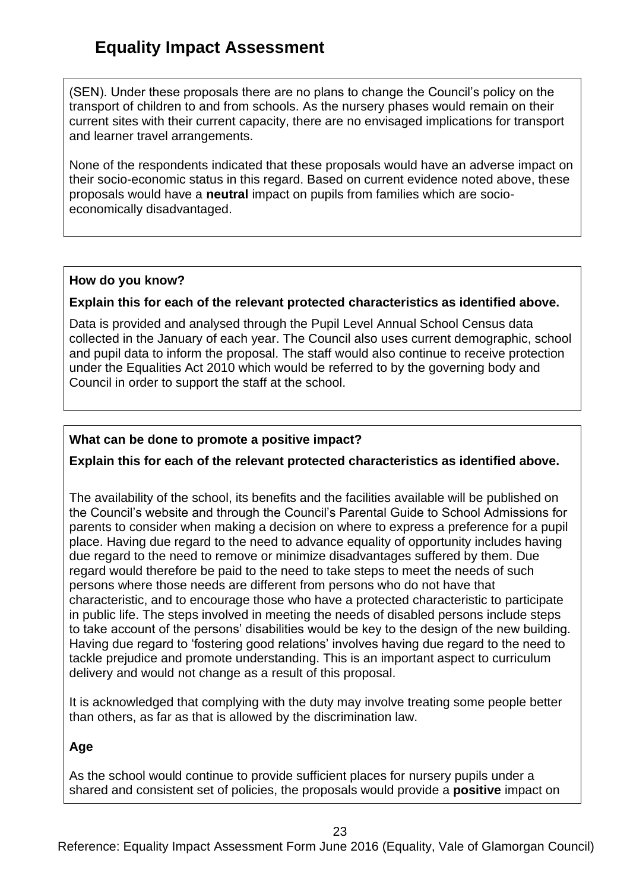# Equality Impact Assessment

(SEN). Under these proposals there are no plans to change the Council's policy on the transport of children to and from schools. As the nursery phases would remain on their current sites with their current capacity, there are no envisaged implications for transport and learner travel arrangements.

None of the respondents indicated that these proposals would have an adverse impact on their socio-economic status in this regard. Based on current evidence noted above, these proposals would have a **neutral** impact on pupils from families which are socio-economically disadvantaged.

**How do you know?**

**Explain this for each of the relevant protected characteristics as identified above.**

Data is provided and analysed through the Pupil Level Annual School Census data collected in the January of each year. The Council also uses current demographic, school and pupil data to inform the proposal. The staff would also continue to receive protection under the Equalities Act 2010 which would be referred to by the governing body and Council in order to support the staff at the school.

**What can be done to promote a positive impact?**

**Explain this for each of the relevant protected characteristics as identified above.**

The availability of the school, its benefits and the facilities available will be published on the Council's website and through the Council's Parental Guide to School Admissions for parents to consider when making a decision on where to express a preference for a pupil place. Having due regard to the need to advance equality of opportunity includes having due regard to the need to remove or minimize disadvantages suffered by them. Due regard would therefore be paid to the need to take steps to meet the needs of such persons where those needs are different from persons who do not have that characteristic, and to encourage those who have a protected characteristic to participate in public life. The steps involved in meeting the needs of disabled persons include steps to take account of the persons' disabilities would be key to the design of the new building. Having due regard to 'fostering good relations' involves having due regard to the need to tackle prejudice and promote understanding. This is an important aspect to curriculum delivery and would not change as a result of this proposal.

It is acknowledged that complying with the duty may involve treating some people better than others, as far as that is allowed by the discrimination law.

**Age**

As the school would continue to provide sufficient places for nursery pupils under a shared and consistent set of policies, the proposals would provide a **positive** impact on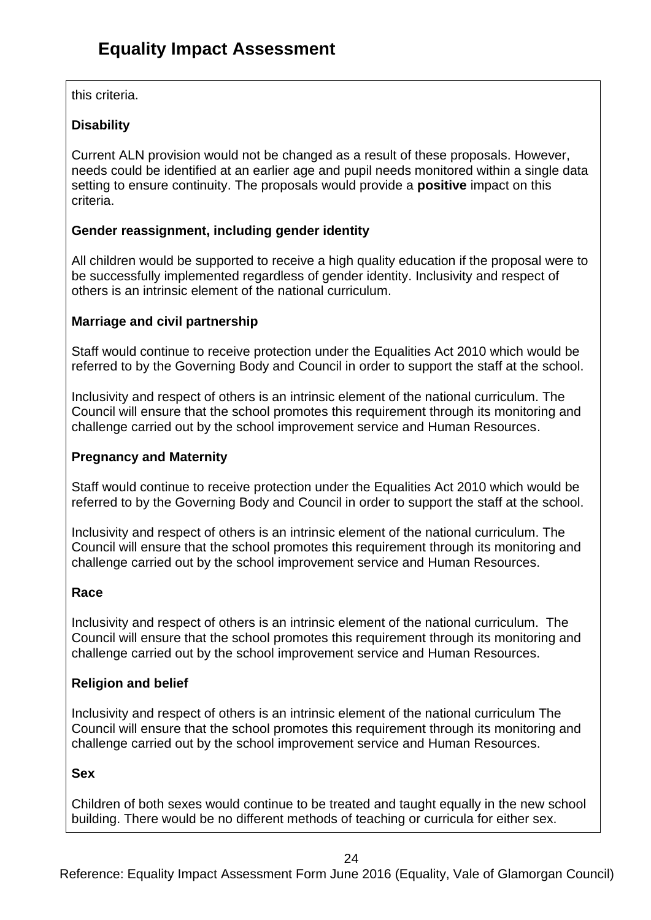# Equality Impact Assessment

this criteria.

**Disability**

Current ALN provision would not be changed as a result of these proposals. However, needs could be identified at an earlier age and pupil needs monitored within a single data setting to ensure continuity. The proposals would provide a **positive** impact on this criteria.

**Gender reassignment, including gender identity**

All children would be supported to receive a high quality education if the proposal were to be successfully implemented regardless of gender identity. Inclusivity and respect of others is an intrinsic element of the national curriculum.

**Marriage and civil partnership**

Staff would continue to receive protection under the Equalities Act 2010 which would be referred to by the Governing Body and Council in order to support the staff at the school.

Inclusivity and respect of others is an intrinsic element of the national curriculum. The Council will ensure that the school promotes this requirement through its monitoring and challenge carried out by the school improvement service and Human Resources.

**Pregnancy and Maternity**

Staff would continue to receive protection under the Equalities Act 2010 which would be referred to by the Governing Body and Council in order to support the staff at the school.

Inclusivity and respect of others is an intrinsic element of the national curriculum. The Council will ensure that the school promotes this requirement through its monitoring and challenge carried out by the school improvement service and Human Resources.

**Race**

Inclusivity and respect of others is an intrinsic element of the national curriculum. The Council will ensure that the school promotes this requirement through its monitoring and challenge carried out by the school improvement service and Human Resources.

**Religion and belief**

Inclusivity and respect of others is an intrinsic element of the national curriculum The Council will ensure that the school promotes this requirement through its monitoring and challenge carried out by the school improvement service and Human Resources.

**Sex**

Children of both sexes would continue to be treated and taught equally in the new school building. There would be no different methods of teaching or curricula for either sex.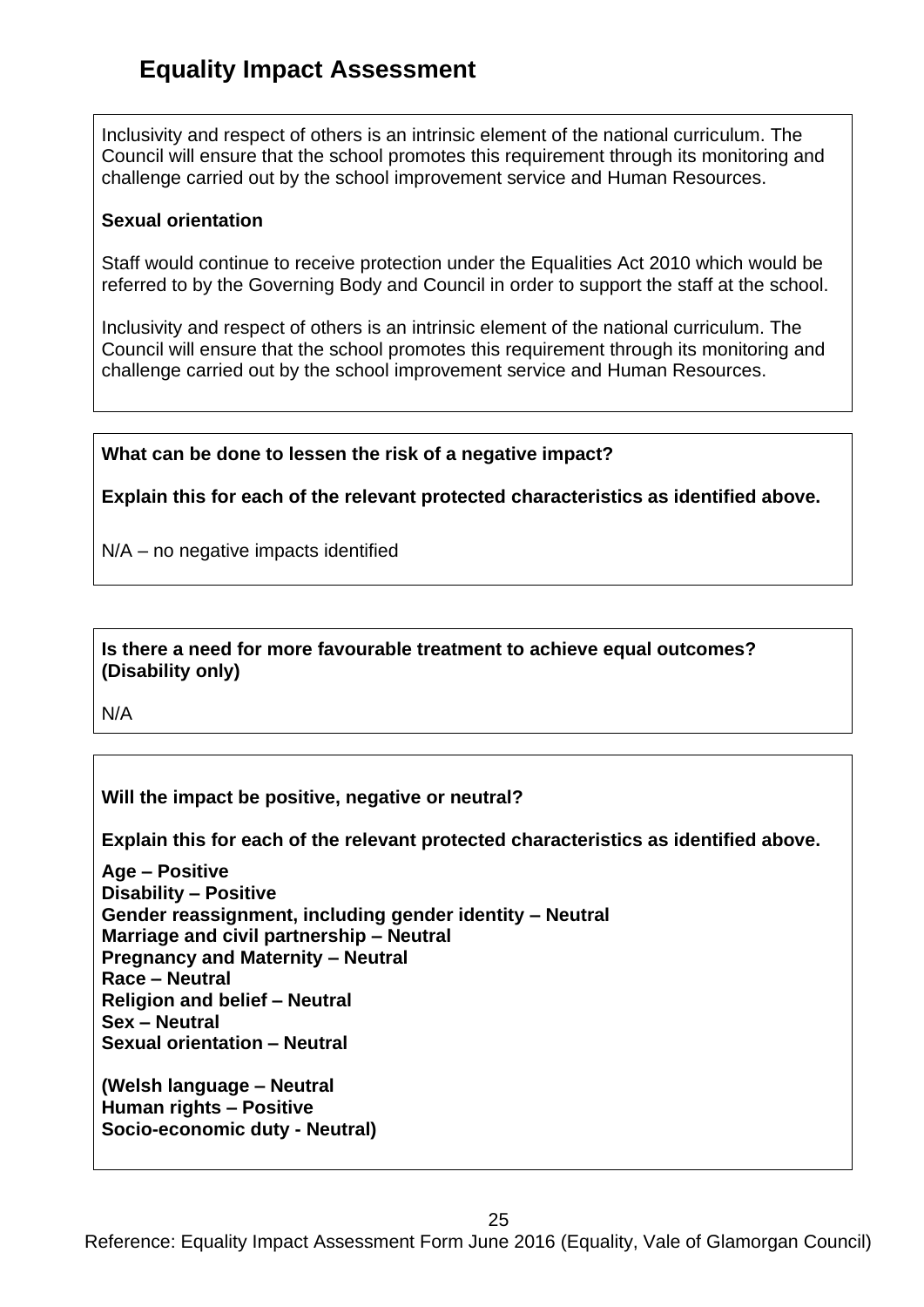## Equality Impact Assessment

Inclusivity and respect of others is an intrinsic element of the national curriculum. The Council will ensure that the school promotes this requirement through its monitoring and challenge carried out by the school improvement service and Human Resources.

**Sexual orientation**

Staff would continue to receive protection under the Equalities Act 2010 which would be referred to by the Governing Body and Council in order to support the staff at the school.

Inclusivity and respect of others is an intrinsic element of the national curriculum. The Council will ensure that the school promotes this requirement through its monitoring and challenge carried out by the school improvement service and Human Resources.

**What can be done to lessen the risk of a negative impact?**

**Explain this for each of the relevant protected characteristics as identified above.**

N/A – no negative impacts identified

**Is there a need for more favourable treatment to achieve equal outcomes? (Disability only)**

N/A

**Will the impact be positive, negative or neutral?**

**Explain this for each of the relevant protected characteristics as identified above.**

**Age – Positive**
**Disability – Positive**
**Gender reassignment, including gender identity – Neutral**
**Marriage and civil partnership – Neutral**
**Pregnancy and Maternity – Neutral**
**Race – Neutral**
**Religion and belief – Neutral**
**Sex – Neutral**
**Sexual orientation – Neutral**

**(Welsh language – Neutral**
**Human rights – Positive**
**Socio-economic duty - Neutral)**

Reference: Equality Impact Assessment Form June 2016 (Equality, Vale of Glamorgan Council)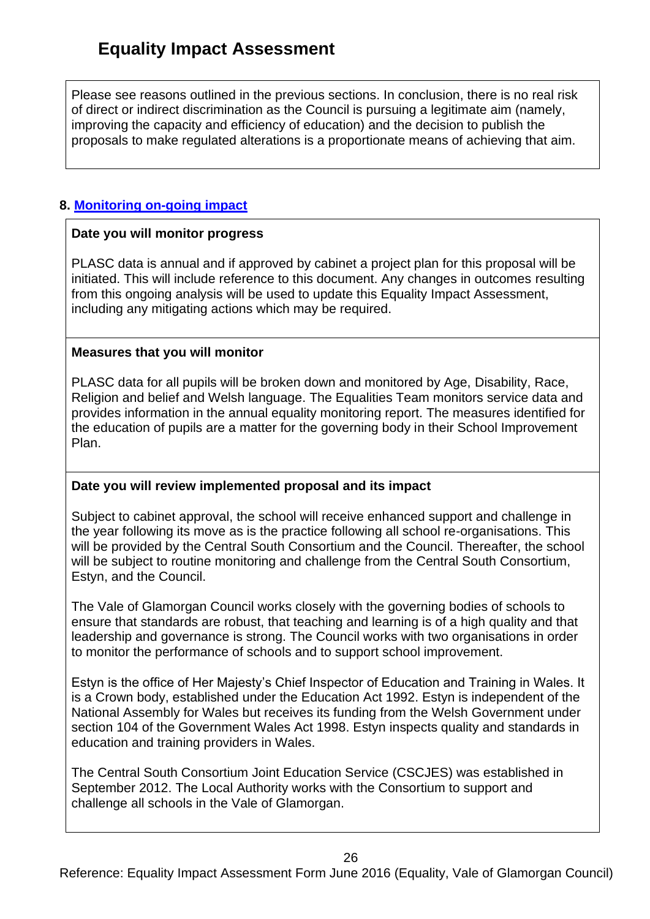# Equality Impact Assessment

Please see reasons outlined in the previous sections. In conclusion, there is no real risk of direct or indirect discrimination as the Council is pursuing a legitimate aim (namely, improving the capacity and efficiency of education) and the decision to publish the proposals to make regulated alterations is a proportionate means of achieving that aim.

**8. [Monitoring on-going impact]()**

**Date you will monitor progress**

PLASC data is annual and if approved by cabinet a project plan for this proposal will be initiated. This will include reference to this document. Any changes in outcomes resulting from this ongoing analysis will be used to update this Equality Impact Assessment, including any mitigating actions which may be required.

**Measures that you will monitor**

PLASC data for all pupils will be broken down and monitored by Age, Disability, Race, Religion and belief and Welsh language. The Equalities Team monitors service data and provides information in the annual equality monitoring report. The measures identified for the education of pupils are a matter for the governing body in their School Improvement Plan.

**Date you will review implemented proposal and its impact**

Subject to cabinet approval, the school will receive enhanced support and challenge in the year following its move as is the practice following all school re-organisations. This will be provided by the Central South Consortium and the Council. Thereafter, the school will be subject to routine monitoring and challenge from the Central South Consortium, Estyn, and the Council.

The Vale of Glamorgan Council works closely with the governing bodies of schools to ensure that standards are robust, that teaching and learning is of a high quality and that leadership and governance is strong. The Council works with two organisations in order to monitor the performance of schools and to support school improvement.

Estyn is the office of Her Majesty's Chief Inspector of Education and Training in Wales. It is a Crown body, established under the Education Act 1992. Estyn is independent of the National Assembly for Wales but receives its funding from the Welsh Government under section 104 of the Government Wales Act 1998. Estyn inspects quality and standards in education and training providers in Wales.

The Central South Consortium Joint Education Service (CSCJES) was established in September 2012. The Local Authority works with the Consortium to support and challenge all schools in the Vale of Glamorgan.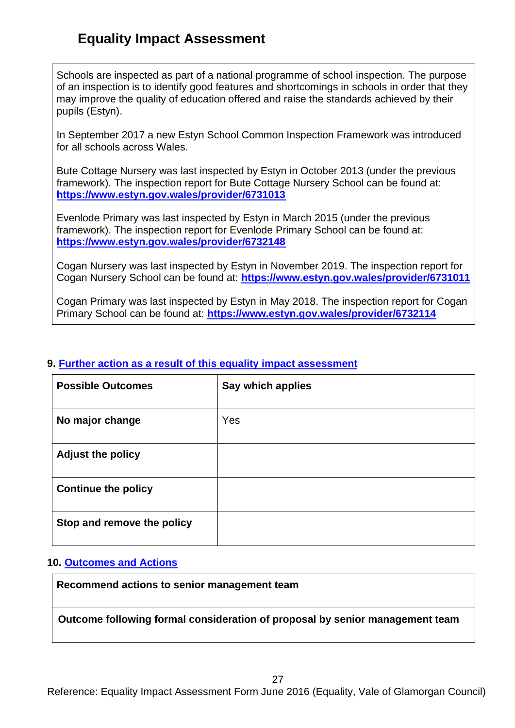## Equality Impact Assessment

Schools are inspected as part of a national programme of school inspection. The purpose of an inspection is to identify good features and shortcomings in schools in order that they may improve the quality of education offered and raise the standards achieved by their pupils (Estyn).

In September 2017 a new Estyn School Common Inspection Framework was introduced for all schools across Wales.

Bute Cottage Nursery was last inspected by Estyn in October 2013 (under the previous framework). The inspection report for Bute Cottage Nursery School can be found at: **https://www.estyn.gov.wales/provider/6731013**

Evenlode Primary was last inspected by Estyn in March 2015 (under the previous framework). The inspection report for Evenlode Primary School can be found at: **https://www.estyn.gov.wales/provider/6732148**

Cogan Nursery was last inspected by Estyn in November 2019. The inspection report for Cogan Nursery School can be found at: **https://www.estyn.gov.wales/provider/6731011**

Cogan Primary was last inspected by Estyn in May 2018. The inspection report for Cogan Primary School can be found at: **https://www.estyn.gov.wales/provider/6732114**

### 9. Further action as a result of this equality impact assessment

| Possible Outcomes | Say which applies |
|---|---|
| **No major change** | Yes |
| **Adjust the policy** | |
| **Continue the policy** | |
| **Stop and remove the policy** | |

### 10. Outcomes and Actions

| Recommend actions to senior management team |
|---|
| **Outcome following formal consideration of proposal by senior management team** |

Reference: Equality Impact Assessment Form June 2016 (Equality, Vale of Glamorgan Council)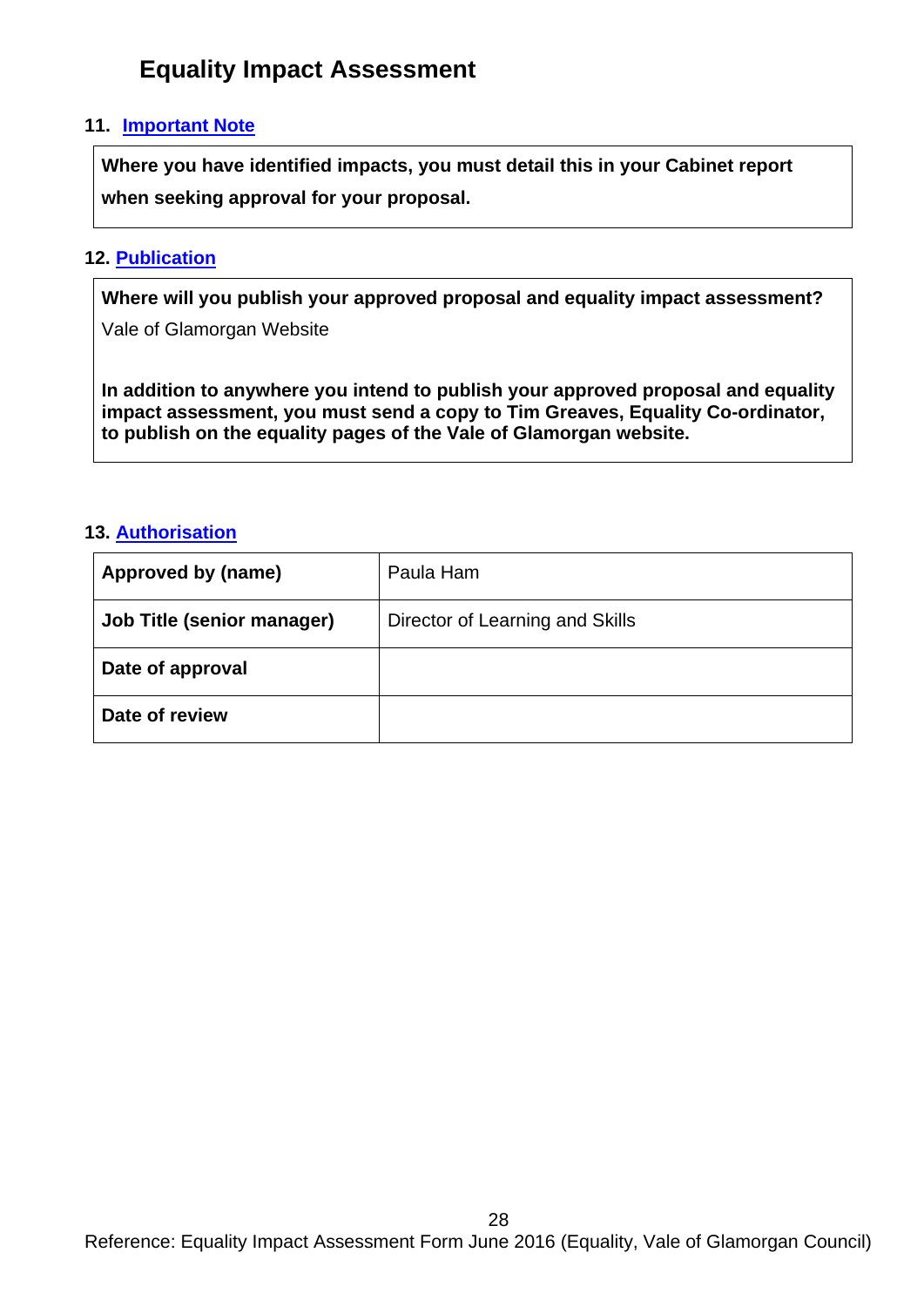# Equality Impact Assessment

## 11. Important Note

**Where you have identified impacts, you must detail this in your Cabinet report when seeking approval for your proposal.**

## 12. Publication

**Where will you publish your approved proposal and equality impact assessment?**

Vale of Glamorgan Website

**In addition to anywhere you intend to publish your approved proposal and equality impact assessment, you must send a copy to Tim Greaves, Equality Co-ordinator, to publish on the equality pages of the Vale of Glamorgan website.**

## 13. Authorisation

| | |
|---|---|
| **Approved by (name)** | Paula Ham |
| **Job Title (senior manager)** | Director of Learning and Skills |
| **Date of approval** | |
| **Date of review** | |

Reference: Equality Impact Assessment Form June 2016 (Equality, Vale of Glamorgan Council)